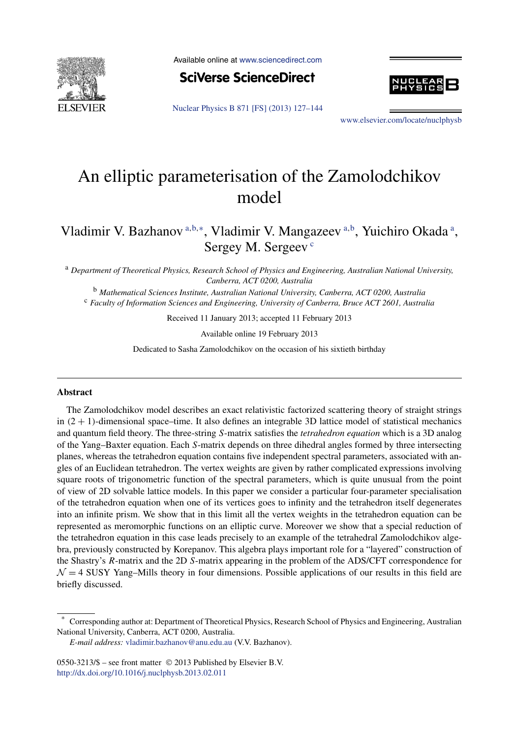# An elliptic parameterisation of the Zamolodchikov model

Vladimir V. Bazhanov [a,b,*], Vladimir V. Mangazeev [a,b], Yuichiro Okada [a], Sergey M. Sergeev [c]

[a] *Department of Theoretical Physics, Research School of Physics and Engineering, Australian National University, Canberra, ACT 0200, Australia*

[b] *Mathematical Sciences Institute, Australian National University, Canberra, ACT 0200, Australia*

[c] *Faculty of Information Sciences and Engineering, University of Canberra, Bruce ACT 2601, Australia*

Received 11 January 2013; accepted 11 February 2013

Available online 19 February 2013

Dedicated to Sasha Zamolodchikov on the occasion of his sixtieth birthday

## Abstract

The Zamolodchikov model describes an exact relativistic factorized scattering theory of straight strings in $(2+1)$-dimensional space–time. It also defines an integrable 3D lattice model of statistical mechanics and quantum field theory. The three-string $S$-matrix satisfies the *tetrahedron equation* which is a 3D analog of the Yang–Baxter equation. Each $S$-matrix depends on three dihedral angles formed by three intersecting planes, whereas the tetrahedron equation contains five independent spectral parameters, associated with angles of an Euclidean tetrahedron. The vertex weights are given by rather complicated expressions involving square roots of trigonometric function of the spectral parameters, which is quite unusual from the point of view of 2D solvable lattice models. In this paper we consider a particular four-parameter specialisation of the tetrahedron equation when one of its vertices goes to infinity and the tetrahedron itself degenerates into an infinite prism. We show that in this limit all the vertex weights in the tetrahedron equation can be represented as meromorphic functions on an elliptic curve. Moreover we show that a special reduction of the tetrahedron equation in this case leads precisely to an example of the tetrahedral Zamolodchikov algebra, previously constructed by Korepanov. This algebra plays important role for a "layered" construction of the Shastry's $R$-matrix and the 2D $S$-matrix appearing in the problem of the ADS/CFT correspondence for $\mathcal{N}=4$ SUSY Yang–Mills theory in four dimensions. Possible applications of our results in this field are briefly discussed.

---

\* Corresponding author at: Department of Theoretical Physics, Research School of Physics and Engineering, Australian National University, Canberra, ACT 0200, Australia.

*E-mail address:* vladimir.bazhanov@anu.edu.au (V.V. Bazhanov).

0550-3213/$ – see front matter © 2013 Published by Elsevier B.V.
http://dx.doi.org/10.1016/j.nuclphysb.2013.02.011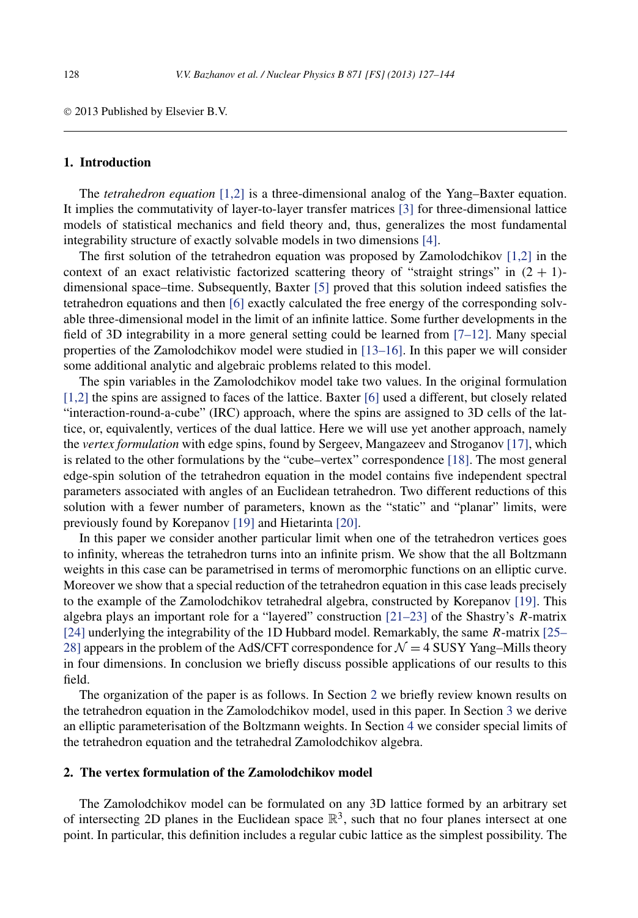© 2013 Published by Elsevier B.V.

## 1. Introduction

The *tetrahedron equation* [1,2] is a three-dimensional analog of the Yang–Baxter equation. It implies the commutativity of layer-to-layer transfer matrices [3] for three-dimensional lattice models of statistical mechanics and field theory and, thus, generalizes the most fundamental integrability structure of exactly solvable models in two dimensions [4].

The first solution of the tetrahedron equation was proposed by Zamolodchikov [1,2] in the context of an exact relativistic factorized scattering theory of "straight strings" in $(2+1)$-dimensional space–time. Subsequently, Baxter [5] proved that this solution indeed satisfies the tetrahedron equations and then [6] exactly calculated the free energy of the corresponding solvable three-dimensional model in the limit of an infinite lattice. Some further developments in the field of 3D integrability in a more general setting could be learned from [7–12]. Many special properties of the Zamolodchikov model were studied in [13–16]. In this paper we will consider some additional analytic and algebraic problems related to this model.

The spin variables in the Zamolodchikov model take two values. In the original formulation [1,2] the spins are assigned to faces of the lattice. Baxter [6] used a different, but closely related "interaction-round-a-cube" (IRC) approach, where the spins are assigned to 3D cells of the lattice, or, equivalently, vertices of the dual lattice. Here we will use yet another approach, namely the *vertex formulation* with edge spins, found by Sergeev, Mangazeev and Stroganov [17], which is related to the other formulations by the "cube–vertex" correspondence [18]. The most general edge-spin solution of the tetrahedron equation in the model contains five independent spectral parameters associated with angles of an Euclidean tetrahedron. Two different reductions of this solution with a fewer number of parameters, known as the "static" and "planar" limits, were previously found by Korepanov [19] and Hietarinta [20].

In this paper we consider another particular limit when one of the tetrahedron vertices goes to infinity, whereas the tetrahedron turns into an infinite prism. We show that the all Boltzmann weights in this case can be parametrised in terms of meromorphic functions on an elliptic curve. Moreover we show that a special reduction of the tetrahedron equation in this case leads precisely to the example of the Zamolodchikov tetrahedral algebra, constructed by Korepanov [19]. This algebra plays an important role for a "layered" construction [21–23] of the Shastry's $R$-matrix [24] underlying the integrability of the 1D Hubbard model. Remarkably, the same $R$-matrix [25–28] appears in the problem of the AdS/CFT correspondence for $\mathcal{N}=4$ SUSY Yang–Mills theory in four dimensions. In conclusion we briefly discuss possible applications of our results to this field.

The organization of the paper is as follows. In Section 2 we briefly review known results on the tetrahedron equation in the Zamolodchikov model, used in this paper. In Section 3 we derive an elliptic parameterisation of the Boltzmann weights. In Section 4 we consider special limits of the tetrahedron equation and the tetrahedral Zamolodchikov algebra.

## 2. The vertex formulation of the Zamolodchikov model

The Zamolodchikov model can be formulated on any 3D lattice formed by an arbitrary set of intersecting 2D planes in the Euclidean space $\mathbb{R}^3$, such that no four planes intersect at one point. In particular, this definition includes a regular cubic lattice as the simplest possibility. The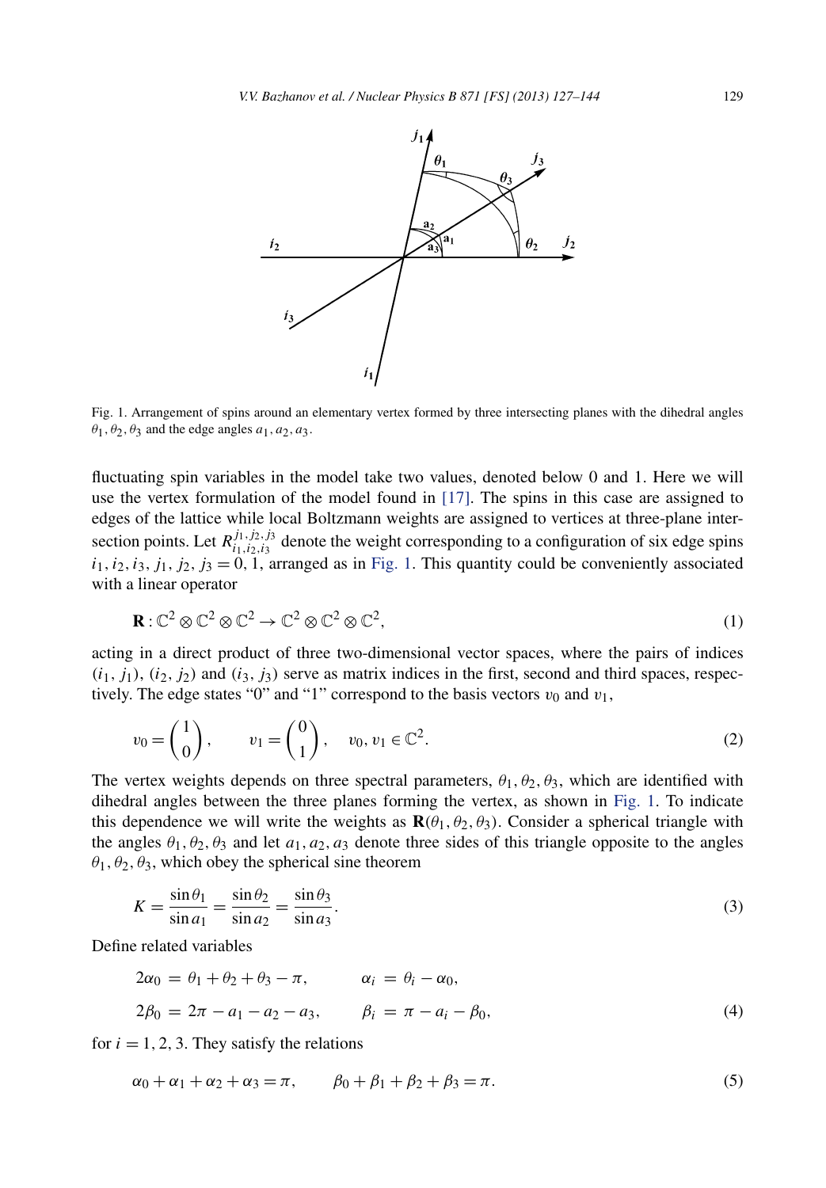Fig. 1. Arrangement of spins around an elementary vertex formed by three intersecting planes with the dihedral angles $\theta_1, \theta_2, \theta_3$ and the edge angles $a_1, a_2, a_3$.

fluctuating spin variables in the model take two values, denoted below 0 and 1. Here we will use the vertex formulation of the model found in [17]. The spins in this case are assigned to edges of the lattice while local Boltzmann weights are assigned to vertices at three-plane intersection points. Let $R_{i_1,i_2,i_3}^{j_1,j_2,j_3}$ denote the weight corresponding to a configuration of six edge spins $i_1, i_2, i_3, j_1, j_2, j_3 = 0, 1$, arranged as in Fig. 1. This quantity could be conveniently associated with a linear operator

$$\mathbf{R} : \mathbb{C}^2 \otimes \mathbb{C}^2 \otimes \mathbb{C}^2 \to \mathbb{C}^2 \otimes \mathbb{C}^2 \otimes \mathbb{C}^2, \tag{1}$$

acting in a direct product of three two-dimensional vector spaces, where the pairs of indices $(i_1, j_1)$, $(i_2, j_2)$ and $(i_3, j_3)$ serve as matrix indices in the first, second and third spaces, respectively. The edge states "0" and "1" correspond to the basis vectors $v_0$ and $v_1$,

$$v_0 = \begin{pmatrix} 1 \\ 0 \end{pmatrix}, \qquad v_1 = \begin{pmatrix} 0 \\ 1 \end{pmatrix}, \quad v_0, v_1 \in \mathbb{C}^2. \tag{2}$$

The vertex weights depends on three spectral parameters, $\theta_1, \theta_2, \theta_3$, which are identified with dihedral angles between the three planes forming the vertex, as shown in Fig. 1. To indicate this dependence we will write the weights as $\mathbf{R}(\theta_1, \theta_2, \theta_3)$. Consider a spherical triangle with the angles $\theta_1, \theta_2, \theta_3$ and let $a_1, a_2, a_3$ denote three sides of this triangle opposite to the angles $\theta_1, \theta_2, \theta_3$, which obey the spherical sine theorem

$$K = \frac{\sin\theta_1}{\sin a_1} = \frac{\sin\theta_2}{\sin a_2} = \frac{\sin\theta_3}{\sin a_3}. \tag{3}$$

Define related variables

$$\begin{aligned} 2\alpha_0 &= \theta_1 + \theta_2 + \theta_3 - \pi, \qquad & \alpha_i &= \theta_i - \alpha_0, \\ 2\beta_0 &= 2\pi - a_1 - a_2 - a_3, \qquad & \beta_i &= \pi - a_i - \beta_0, \end{aligned} \tag{4}$$

for $i = 1, 2, 3$. They satisfy the relations

$$\alpha_0 + \alpha_1 + \alpha_2 + \alpha_3 = \pi, \qquad \beta_0 + \beta_1 + \beta_2 + \beta_3 = \pi. \tag{5}$$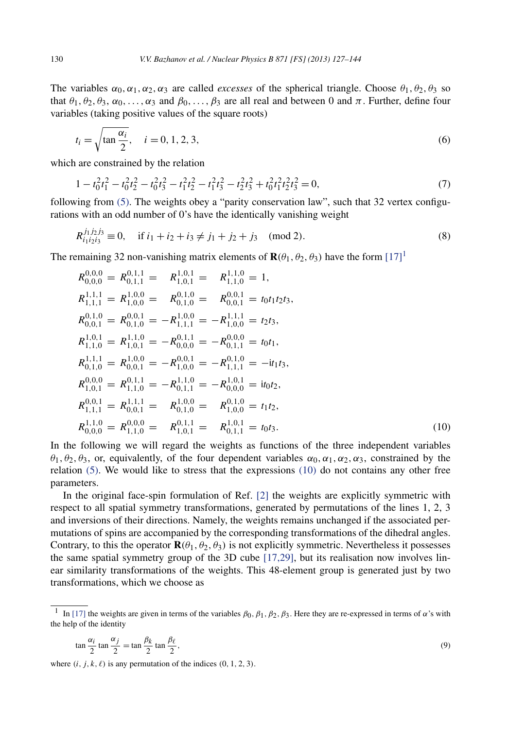The variables $\alpha_0, \alpha_1, \alpha_2, \alpha_3$ are called *excesses* of the spherical triangle. Choose $\theta_1, \theta_2, \theta_3$ so that $\theta_1, \theta_2, \theta_3$, $\alpha_0, \dots, \alpha_3$ and $\beta_0, \dots, \beta_3$ are all real and between 0 and $\pi$. Further, define four variables (taking positive values of the square roots)

$$t_i = \sqrt{\tan\frac{\alpha_i}{2}}, \quad i = 0, 1, 2, 3, \tag{6}$$

which are constrained by the relation

$$1 - t_0^2 t_1^2 - t_0^2 t_2^2 - t_0^2 t_3^2 - t_1^2 t_2^2 - t_1^2 t_3^2 - t_2^2 t_3^2 + t_0^2 t_1^2 t_2^2 t_3^2 = 0, \tag{7}$$

following from (5). The weights obey a "parity conservation law", such that 32 vertex configurations with an odd number of 0's have the identically vanishing weight

$$R_{i_1 i_2 i_3}^{j_1 j_2 j_3} \equiv 0, \quad \text{if } i_1 + i_2 + i_3 \neq j_1 + j_2 + j_3 \pmod 2. \tag{8}$$

The remaining 32 non-vanishing matrix elements of $\mathbf{R}(\theta_1, \theta_2, \theta_3)$ have the form [17][1]

$$\begin{aligned}
R_{0,0,0}^{0,0,0} &= R_{0,1,1}^{0,1,1} = \phantom{-}R_{1,0,1}^{1,0,1} = \phantom{-}R_{1,1,0}^{1,1,0} = 1, \\
R_{1,1,1}^{1,1,1} &= R_{1,0,0}^{1,0,0} = \phantom{-}R_{0,1,0}^{0,1,0} = \phantom{-}R_{0,0,1}^{0,0,1} = t_0 t_1 t_2 t_3, \\
R_{0,0,1}^{0,1,0} &= R_{0,1,0}^{0,0,1} = -R_{1,1,1}^{1,0,0} = -R_{1,0,0}^{1,1,1} = t_2 t_3, \\
R_{1,1,0}^{1,0,1} &= R_{1,0,1}^{1,1,0} = -R_{0,0,0}^{0,1,1} = -R_{0,1,1}^{0,0,0} = t_0 t_1, \\
R_{0,1,0}^{1,1,1} &= R_{0,0,1}^{1,0,0} = -R_{1,0,0}^{0,0,1} = -R_{1,1,1}^{0,1,0} = -\mathrm{i} t_1 t_3, \\
R_{1,0,1}^{0,0,0} &= R_{1,1,0}^{0,1,1} = -R_{0,1,1}^{1,1,0} = -R_{0,0,0}^{1,0,1} = \mathrm{i} t_0 t_2, \\
R_{1,1,1}^{0,0,1} &= R_{0,0,1}^{1,1,1} = \phantom{-}R_{0,1,0}^{1,0,0} = \phantom{-}R_{1,0,0}^{0,1,0} = t_1 t_2, \\
R_{0,0,0}^{1,1,0} &= R_{1,1,0}^{0,0,0} = \phantom{-}R_{1,0,1}^{0,1,1} = \phantom{-}R_{0,1,1}^{1,0,1} = t_0 t_3.
\end{aligned} \tag{10}$$

In the following we will regard the weights as functions of the three independent variables $\theta_1, \theta_2, \theta_3$, or, equivalently, of the four dependent variables $\alpha_0, \alpha_1, \alpha_2, \alpha_3$, constrained by the relation (5). We would like to stress that the expressions (10) do not contains any other free parameters.

In the original face-spin formulation of Ref. [2] the weights are explicitly symmetric with respect to all spatial symmetry transformations, generated by permutations of the lines 1, 2, 3 and inversions of their directions. Namely, the weights remains unchanged if the associated permutations of spins are accompanied by the corresponding transformations of the dihedral angles. Contrary, to this the operator $\mathbf{R}(\theta_1, \theta_2, \theta_3)$ is not explicitly symmetric. Nevertheless it possesses the same spatial symmetry group of the 3D cube [17,29], but its realisation now involves linear similarity transformations of the weights. This 48-element group is generated just by two transformations, which we choose as

---

[1] In [17] the weights are given in terms of the variables $\beta_0, \beta_1, \beta_2, \beta_3$. Here they are re-expressed in terms of $\alpha$'s with the help of the identity

$$\tan\frac{\alpha_i}{2} \tan\frac{\alpha_j}{2} = \tan\frac{\beta_k}{2} \tan\frac{\beta_\ell}{2}, \tag{9}$$

where $(i, j, k, \ell)$ is any permutation of the indices $(0, 1, 2, 3)$.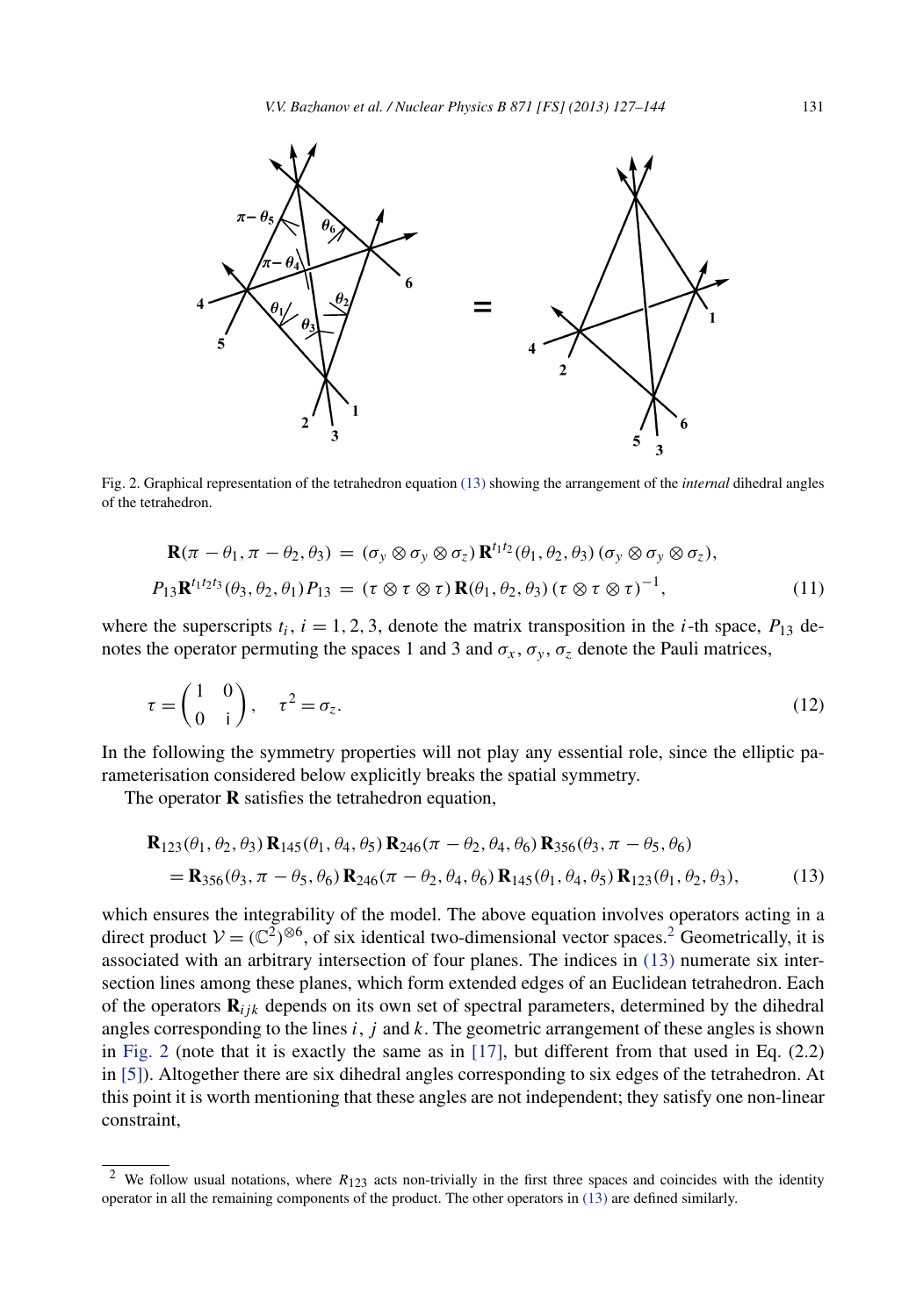Fig. 2. Graphical representation of the tetrahedron equation (13) showing the arrangement of the *internal* dihedral angles of the tetrahedron.

$$\mathbf{R}(\pi-\theta_1,\pi-\theta_2,\theta_3) = (\sigma_y\otimes\sigma_y\otimes\sigma_z)\,\mathbf{R}^{t_1t_2}(\theta_1,\theta_2,\theta_3)\,(\sigma_y\otimes\sigma_y\otimes\sigma_z),$$

$$P_{13}\mathbf{R}^{t_1t_2t_3}(\theta_3,\theta_2,\theta_1)P_{13} = (\tau\otimes\tau\otimes\tau)\,\mathbf{R}(\theta_1,\theta_2,\theta_3)\,(\tau\otimes\tau\otimes\tau)^{-1}, \tag{11}$$

where the superscripts $t_i$, $i=1,2,3$, denote the matrix transposition in the $i$-th space, $P_{13}$ denotes the operator permuting the spaces 1 and 3 and $\sigma_x$, $\sigma_y$, $\sigma_z$ denote the Pauli matrices,

$$\tau = \begin{pmatrix} 1 & 0 \\ 0 & \mathsf{i} \end{pmatrix}, \quad \tau^2 = \sigma_z. \tag{12}$$

In the following the symmetry properties will not play any essential role, since the elliptic parameterisation considered below explicitly breaks the spatial symmetry.

The operator $\mathbf{R}$ satisfies the tetrahedron equation,

$$\begin{aligned}
&\mathbf{R}_{123}(\theta_1,\theta_2,\theta_3)\,\mathbf{R}_{145}(\theta_1,\theta_4,\theta_5)\,\mathbf{R}_{246}(\pi-\theta_2,\theta_4,\theta_6)\,\mathbf{R}_{356}(\theta_3,\pi-\theta_5,\theta_6)\\
&\quad = \mathbf{R}_{356}(\theta_3,\pi-\theta_5,\theta_6)\,\mathbf{R}_{246}(\pi-\theta_2,\theta_4,\theta_6)\,\mathbf{R}_{145}(\theta_1,\theta_4,\theta_5)\,\mathbf{R}_{123}(\theta_1,\theta_2,\theta_3),
\end{aligned} \tag{13}$$

which ensures the integrability of the model. The above equation involves operators acting in a direct product $\mathcal{V} = (\mathbb{C}^2)^{\otimes 6}$, of six identical two-dimensional vector spaces.[2] Geometrically, it is associated with an arbitrary intersection of four planes. The indices in (13) numerate six intersection lines among these planes, which form extended edges of an Euclidean tetrahedron. Each of the operators $\mathbf{R}_{ijk}$ depends on its own set of spectral parameters, determined by the dihedral angles corresponding to the lines $i$, $j$ and $k$. The geometric arrangement of these angles is shown in Fig. 2 (note that it is exactly the same as in [17], but different from that used in Eq. (2.2) in [5]). Altogether there are six dihedral angles corresponding to six edges of the tetrahedron. At this point it is worth mentioning that these angles are not independent; they satisfy one non-linear constraint,

[2] We follow usual notations, where $R_{123}$ acts non-trivially in the first three spaces and coincides with the identity operator in all the remaining components of the product. The other operators in (13) are defined similarly.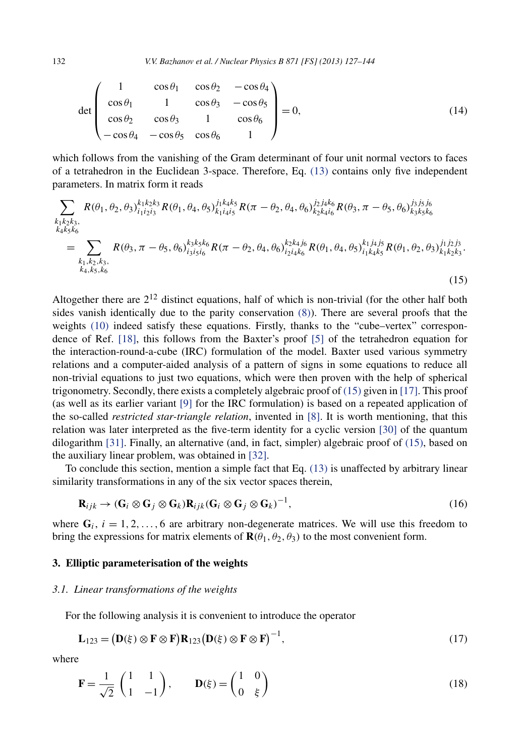$$
\det \begin{pmatrix} 1 & \cos\theta_1 & \cos\theta_2 & -\cos\theta_4 \\ \cos\theta_1 & 1 & \cos\theta_3 & -\cos\theta_5 \\ \cos\theta_2 & \cos\theta_3 & 1 & \cos\theta_6 \\ -\cos\theta_4 & -\cos\theta_5 & \cos\theta_6 & 1 \end{pmatrix} = 0, \tag{14}
$$

which follows from the vanishing of the Gram determinant of four unit normal vectors to faces of a tetrahedron in the Euclidean 3-space. Therefore, Eq. (13) contains only five independent parameters. In matrix form it reads

$$
\begin{aligned}
&\sum_{\substack{k_1k_2k_3,\\ k_4k_5k_6}} R(\theta_1,\theta_2,\theta_3)_{i_1i_2i_3}^{k_1k_2k_3} R(\theta_1,\theta_4,\theta_5)_{k_1i_4i_5}^{j_1k_4k_5} R(\pi-\theta_2,\theta_4,\theta_6)_{k_2k_4i_6}^{j_2j_4k_6} R(\theta_3,\pi-\theta_5,\theta_6)_{k_3k_5k_6}^{j_3j_5j_6} \\
&\quad = \sum_{\substack{k_1,k_2,k_3,\\ k_4,k_5,k_6}} R(\theta_3,\pi-\theta_5,\theta_6)_{i_3i_5i_6}^{k_3k_5k_6} R(\pi-\theta_2,\theta_4,\theta_6)_{i_2i_4k_6}^{k_2k_4j_6} R(\theta_1,\theta_4,\theta_5)_{i_1k_4k_5}^{k_1j_4j_5} R(\theta_1,\theta_2,\theta_3)_{k_1k_2k_3}^{j_1j_2j_3}.
\end{aligned} \tag{15}
$$

Altogether there are $2^{12}$ distinct equations, half of which is non-trivial (for the other half both sides vanish identically due to the parity conservation (8)). There are several proofs that the weights (10) indeed satisfy these equations. Firstly, thanks to the "cube–vertex" correspondence of Ref. [18], this follows from the Baxter's proof [5] of the tetrahedron equation for the interaction-round-a-cube (IRC) formulation of the model. Baxter used various symmetry relations and a computer-aided analysis of a pattern of signs in some equations to reduce all non-trivial equations to just two equations, which were then proven with the help of spherical trigonometry. Secondly, there exists a completely algebraic proof of (15) given in [17]. This proof (as well as its earlier variant [9] for the IRC formulation) is based on a repeated application of the so-called *restricted star-triangle relation*, invented in [8]. It is worth mentioning, that this relation was later interpreted as the five-term identity for a cyclic version [30] of the quantum dilogarithm [31]. Finally, an alternative (and, in fact, simpler) algebraic proof of (15), based on the auxiliary linear problem, was obtained in [32].

To conclude this section, mention a simple fact that Eq. (13) is unaffected by arbitrary linear similarity transformations in any of the six vector spaces therein,

$$
\mathbf{R}_{ijk} \to (\mathbf{G}_i \otimes \mathbf{G}_j \otimes \mathbf{G}_k)\mathbf{R}_{ijk}(\mathbf{G}_i \otimes \mathbf{G}_j \otimes \mathbf{G}_k)^{-1}, \tag{16}
$$

where $\mathbf{G}_i$, $i = 1, 2, \ldots, 6$ are arbitrary non-degenerate matrices. We will use this freedom to bring the expressions for matrix elements of $\mathbf{R}(\theta_1, \theta_2, \theta_3)$ to the most convenient form.

## 3. Elliptic parameterisation of the weights

### *3.1. Linear transformations of the weights*

For the following analysis it is convenient to introduce the operator

$$
\mathbf{L}_{123} = \big(\mathbf{D}(\xi) \otimes \mathbf{F} \otimes \mathbf{F}\big)\mathbf{R}_{123}\big(\mathbf{D}(\xi) \otimes \mathbf{F} \otimes \mathbf{F}\big)^{-1}, \tag{17}
$$

where

$$
\mathbf{F} = \frac{1}{\sqrt{2}} \begin{pmatrix} 1 & 1 \\ 1 & -1 \end{pmatrix}, \qquad \mathbf{D}(\xi) = \begin{pmatrix} 1 & 0 \\ 0 & \xi \end{pmatrix} \tag{18}
$$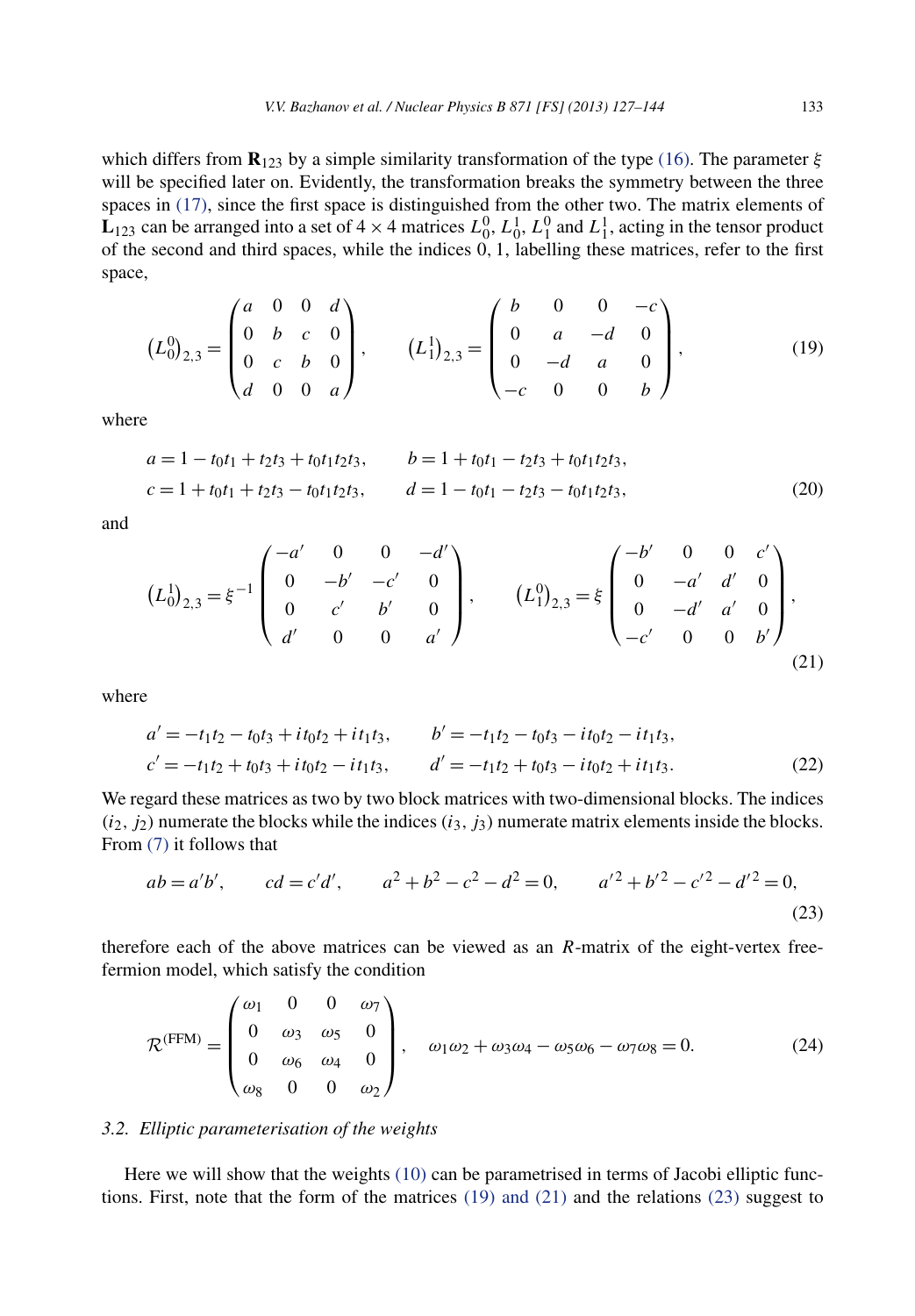which differs from $\mathbf{R}_{123}$ by a simple similarity transformation of the type (16). The parameter $\xi$ will be specified later on. Evidently, the transformation breaks the symmetry between the three spaces in (17), since the first space is distinguished from the other two. The matrix elements of $\mathbf{L}_{123}$ can be arranged into a set of $4 \times 4$ matrices $L_0^0$, $L_0^1$, $L_1^0$ and $L_1^1$, acting in the tensor product of the second and third spaces, while the indices 0, 1, labelling these matrices, refer to the first space,

$$
\left(L_0^0\right)_{2,3} = \begin{pmatrix} a & 0 & 0 & d \\ 0 & b & c & 0 \\ 0 & c & b & 0 \\ d & 0 & 0 & a \end{pmatrix}, \qquad \left(L_1^1\right)_{2,3} = \begin{pmatrix} b & 0 & 0 & -c \\ 0 & a & -d & 0 \\ 0 & -d & a & 0 \\ -c & 0 & 0 & b \end{pmatrix}, \tag{19}
$$

where

$$
\begin{aligned}
a &= 1 - t_0 t_1 + t_2 t_3 + t_0 t_1 t_2 t_3, \qquad & b &= 1 + t_0 t_1 - t_2 t_3 + t_0 t_1 t_2 t_3, \\
c &= 1 + t_0 t_1 + t_2 t_3 - t_0 t_1 t_2 t_3, \qquad & d &= 1 - t_0 t_1 - t_2 t_3 - t_0 t_1 t_2 t_3,
\end{aligned} \tag{20}
$$

and

$$
\left(L_0^1\right)_{2,3} = \xi^{-1} \begin{pmatrix} -a' & 0 & 0 & -d' \\ 0 & -b' & -c' & 0 \\ 0 & c' & b' & 0 \\ d' & 0 & 0 & a' \end{pmatrix}, \qquad \left(L_1^0\right)_{2,3} = \xi \begin{pmatrix} -b' & 0 & 0 & c' \\ 0 & -a' & d' & 0 \\ 0 & -d' & a' & 0 \\ -c' & 0 & 0 & b' \end{pmatrix}, \tag{21}
$$

where

$$
\begin{aligned}
a' &= -t_1 t_2 - t_0 t_3 + i t_0 t_2 + i t_1 t_3, \qquad & b' &= -t_1 t_2 - t_0 t_3 - i t_0 t_2 - i t_1 t_3, \\
c' &= -t_1 t_2 + t_0 t_3 + i t_0 t_2 - i t_1 t_3, \qquad & d' &= -t_1 t_2 + t_0 t_3 - i t_0 t_2 + i t_1 t_3.
\end{aligned} \tag{22}
$$

We regard these matrices as two by two block matrices with two-dimensional blocks. The indices $(i_2, j_2)$ numerate the blocks while the indices $(i_3, j_3)$ numerate matrix elements inside the blocks. From (7) it follows that

$$
ab = a'b', \qquad cd = c'd', \qquad a^2 + b^2 - c^2 - d^2 = 0, \qquad a'^2 + b'^2 - c'^2 - d'^2 = 0, \tag{23}
$$

therefore each of the above matrices can be viewed as an $R$-matrix of the eight-vertex free-fermion model, which satisfy the condition

$$
\mathcal{R}^{(\mathrm{FFM})} = \begin{pmatrix} \omega_1 & 0 & 0 & \omega_7 \\ 0 & \omega_3 & \omega_5 & 0 \\ 0 & \omega_6 & \omega_4 & 0 \\ \omega_8 & 0 & 0 & \omega_2 \end{pmatrix}, \quad \omega_1 \omega_2 + \omega_3 \omega_4 - \omega_5 \omega_6 - \omega_7 \omega_8 = 0. \tag{24}
$$

### 3.2. Elliptic parameterisation of the weights

Here we will show that the weights (10) can be parametrised in terms of Jacobi elliptic functions. First, note that the form of the matrices (19) and (21) and the relations (23) suggest to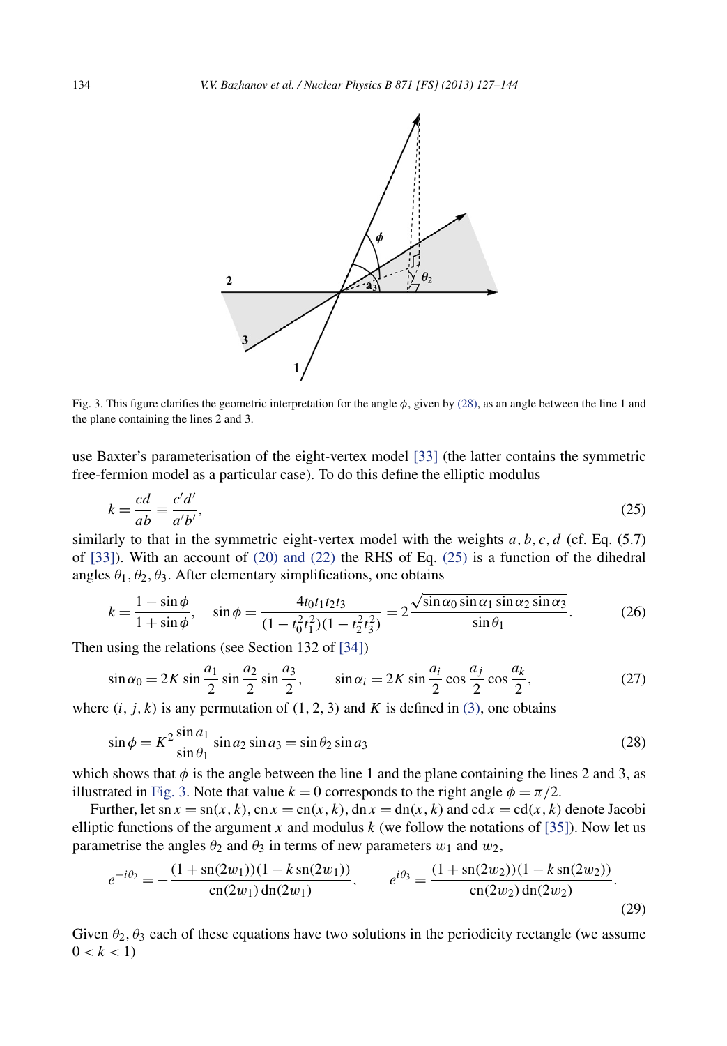Fig. 3. This figure clarifies the geometric interpretation for the angle $\phi$, given by (28), as an angle between the line 1 and the plane containing the lines 2 and 3.

use Baxter's parameterisation of the eight-vertex model [33] (the latter contains the symmetric free-fermion model as a particular case). To do this define the elliptic modulus

$$k = \frac{cd}{ab} \equiv \frac{c'd'}{a'b'}, \tag{25}$$

similarly to that in the symmetric eight-vertex model with the weights $a, b, c, d$ (cf. Eq. (5.7) of [33]). With an account of (20) and (22) the RHS of Eq. (25) is a function of the dihedral angles $\theta_1, \theta_2, \theta_3$. After elementary simplifications, one obtains

$$k = \frac{1 - \sin\phi}{1 + \sin\phi}, \quad \sin\phi = \frac{4t_0t_1t_2t_3}{(1 - t_0^2t_1^2)(1 - t_2^2t_3^2)} = 2\frac{\sqrt{\sin\alpha_0 \sin\alpha_1 \sin\alpha_2 \sin\alpha_3}}{\sin\theta_1}. \tag{26}$$

Then using the relations (see Section 132 of [34])

$$\sin\alpha_0 = 2K \sin\frac{a_1}{2} \sin\frac{a_2}{2} \sin\frac{a_3}{2}, \qquad \sin\alpha_i = 2K \sin\frac{a_i}{2} \cos\frac{a_j}{2} \cos\frac{a_k}{2}, \tag{27}$$

where $(i, j, k)$ is any permutation of $(1, 2, 3)$ and $K$ is defined in (3), one obtains

$$\sin\phi = K^2 \frac{\sin a_1}{\sin\theta_1} \sin a_2 \sin a_3 = \sin\theta_2 \sin a_3 \tag{28}$$

which shows that $\phi$ is the angle between the line 1 and the plane containing the lines 2 and 3, as illustrated in Fig. 3. Note that value $k = 0$ corresponds to the right angle $\phi = \pi/2$.

Further, let $\operatorname{sn} x = \operatorname{sn}(x, k)$, $\operatorname{cn} x = \operatorname{cn}(x, k)$, $\operatorname{dn} x = \operatorname{dn}(x, k)$ and $\operatorname{cd} x = \operatorname{cd}(x, k)$ denote Jacobi elliptic functions of the argument $x$ and modulus $k$ (we follow the notations of [35]). Now let us parametrise the angles $\theta_2$ and $\theta_3$ in terms of new parameters $w_1$ and $w_2$,

$$e^{-i\theta_2} = -\frac{(1 + \operatorname{sn}(2w_1))(1 - k\operatorname{sn}(2w_1))}{\operatorname{cn}(2w_1)\operatorname{dn}(2w_1)}, \qquad e^{i\theta_3} = \frac{(1 + \operatorname{sn}(2w_2))(1 - k\operatorname{sn}(2w_2))}{\operatorname{cn}(2w_2)\operatorname{dn}(2w_2)}. \tag{29}$$

Given $\theta_2, \theta_3$ each of these equations have two solutions in the periodicity rectangle (we assume $0 < k < 1$)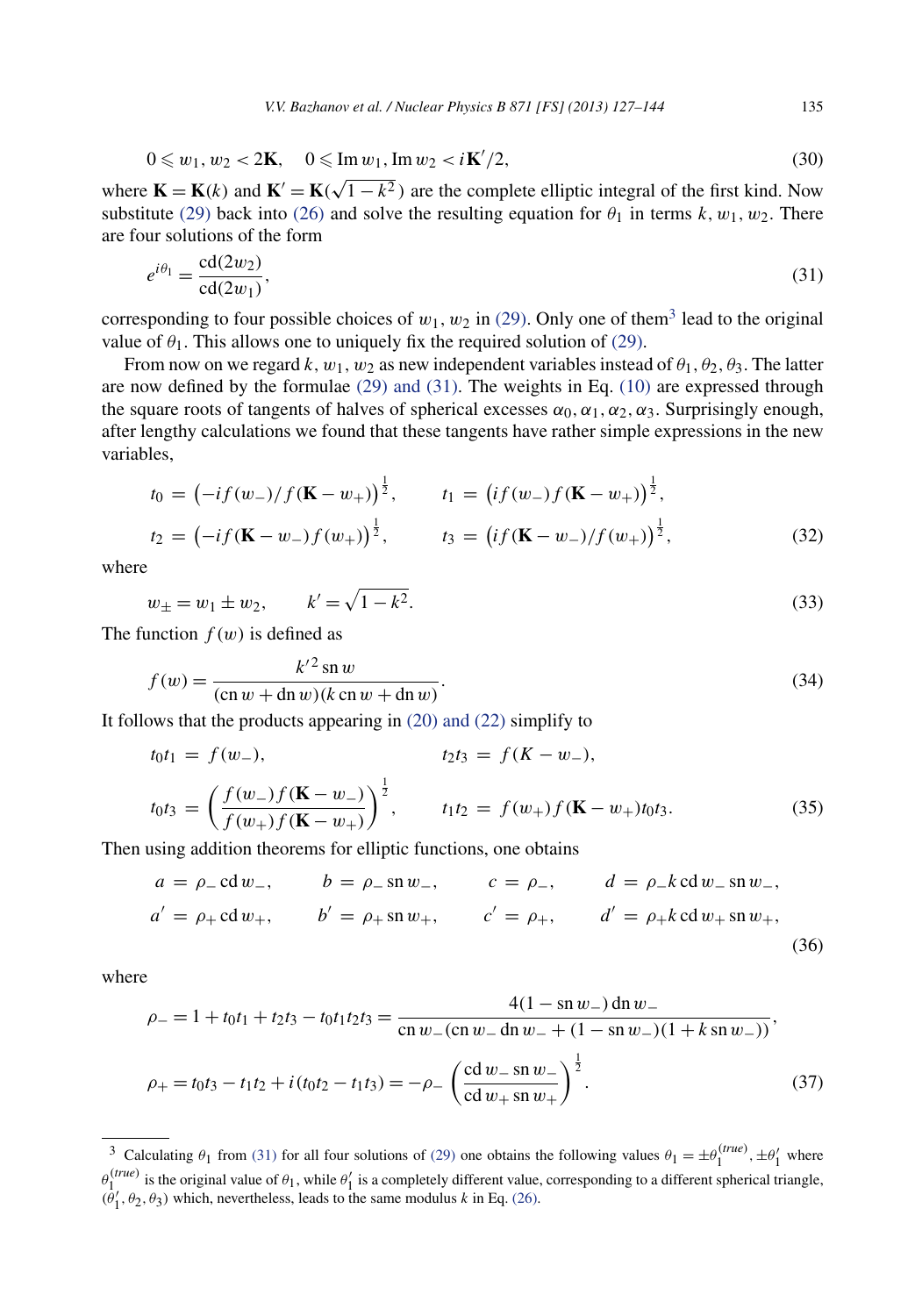$$0 \leqslant w_1, w_2 < 2\mathbf{K}, \quad 0 \leqslant \operatorname{Im} w_1, \operatorname{Im} w_2 < i\mathbf{K}'/2, \tag{30}$$

where $\mathbf{K} = \mathbf{K}(k)$ and $\mathbf{K}' = \mathbf{K}(\sqrt{1-k^2})$ are the complete elliptic integral of the first kind. Now substitute (29) back into (26) and solve the resulting equation for $\theta_1$ in terms $k, w_1, w_2$. There are four solutions of the form

$$e^{i\theta_1} = \frac{\operatorname{cd}(2w_2)}{\operatorname{cd}(2w_1)}, \tag{31}$$

corresponding to four possible choices of $w_1, w_2$ in (29). Only one of them[3] lead to the original value of $\theta_1$. This allows one to uniquely fix the required solution of (29).

From now on we regard $k, w_1, w_2$ as new independent variables instead of $\theta_1, \theta_2, \theta_3$. The latter are now defined by the formulae (29) and (31). The weights in Eq. (10) are expressed through the square roots of tangents of halves of spherical excesses $\alpha_0, \alpha_1, \alpha_2, \alpha_3$. Surprisingly enough, after lengthy calculations we found that these tangents have rather simple expressions in the new variables,

$$\begin{aligned}
t_0 &= \big(-if(w_-)/f(\mathbf{K}-w_+)\big)^{\frac{1}{2}}, & t_1 &= \big(if(w_-)f(\mathbf{K}-w_+)\big)^{\frac{1}{2}}, \\
t_2 &= \big(-if(\mathbf{K}-w_-)f(w_+)\big)^{\frac{1}{2}}, & t_3 &= \big(if(\mathbf{K}-w_-)/f(w_+)\big)^{\frac{1}{2}},
\end{aligned} \tag{32}$$

where

$$w_\pm = w_1 \pm w_2, \qquad k' = \sqrt{1-k^2}. \tag{33}$$

The function $f(w)$ is defined as

$$f(w) = \frac{k'^2 \operatorname{sn} w}{(\operatorname{cn} w + \operatorname{dn} w)(k \operatorname{cn} w + \operatorname{dn} w)}. \tag{34}$$

It follows that the products appearing in (20) and (22) simplify to

$$\begin{aligned}
t_0 t_1 &= f(w_-), & t_2 t_3 &= f(K - w_-), \\
t_0 t_3 &= \left(\frac{f(w_-)f(\mathbf{K}-w_-)}{f(w_+)f(\mathbf{K}-w_+)}\right)^{\frac{1}{2}}, & t_1 t_2 &= f(w_+)f(\mathbf{K}-w_+)t_0 t_3.
\end{aligned} \tag{35}$$

Then using addition theorems for elliptic functions, one obtains

$$\begin{aligned}
a &= \rho_- \operatorname{cd} w_-, & b &= \rho_- \operatorname{sn} w_-, & c &= \rho_-, & d &= \rho_- k \operatorname{cd} w_- \operatorname{sn} w_-, \\
a' &= \rho_+ \operatorname{cd} w_+, & b' &= \rho_+ \operatorname{sn} w_+, & c' &= \rho_+, & d' &= \rho_+ k \operatorname{cd} w_+ \operatorname{sn} w_+,
\end{aligned} \tag{36}$$

where

$$\begin{aligned}
\rho_- &= 1 + t_0 t_1 + t_2 t_3 - t_0 t_1 t_2 t_3 = \frac{4(1-\operatorname{sn} w_-)\operatorname{dn} w_-}{\operatorname{cn} w_-(\operatorname{cn} w_- \operatorname{dn} w_- + (1-\operatorname{sn} w_-)(1+k \operatorname{sn} w_-))}, \\
\rho_+ &= t_0 t_3 - t_1 t_2 + i(t_0 t_2 - t_1 t_3) = -\rho_- \left(\frac{\operatorname{cd} w_- \operatorname{sn} w_-}{\operatorname{cd} w_+ \operatorname{sn} w_+}\right)^{\frac{1}{2}}.
\end{aligned} \tag{37}$$

---

[3] Calculating $\theta_1$ from (31) for all four solutions of (29) one obtains the following values $\theta_1 = \pm\theta_1^{(true)}, \pm\theta_1'$ where $\theta_1^{(true)}$ is the original value of $\theta_1$, while $\theta_1'$ is a completely different value, corresponding to a different spherical triangle, $(\theta_1', \theta_2, \theta_3)$ which, nevertheless, leads to the same modulus $k$ in Eq. (26).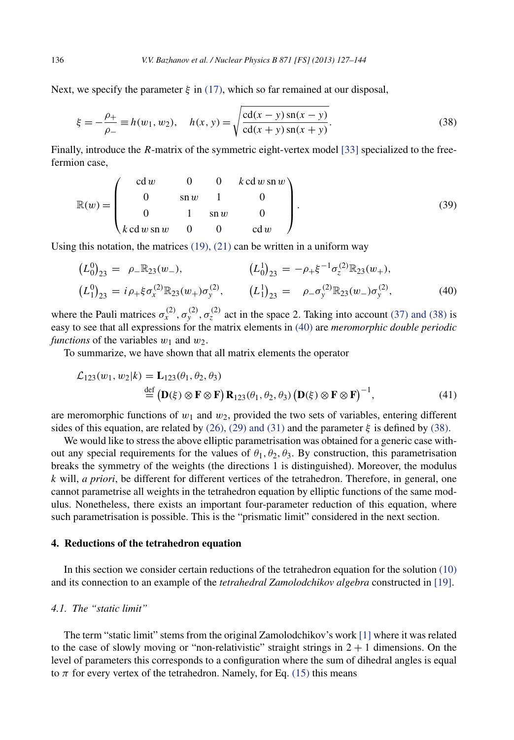Next, we specify the parameter $\xi$ in (17), which so far remained at our disposal,

$$\xi = -\frac{\rho_+}{\rho_-} \equiv h(w_1, w_2), \quad h(x, y) = \sqrt{\frac{\operatorname{cd}(x-y)\operatorname{sn}(x-y)}{\operatorname{cd}(x+y)\operatorname{sn}(x+y)}}. \tag{38}$$

Finally, introduce the $R$-matrix of the symmetric eight-vertex model [33] specialized to the free-fermion case,

$$\mathbb{R}(w) = \begin{pmatrix} \operatorname{cd} w & 0 & 0 & k \operatorname{cd} w \operatorname{sn} w \\ 0 & \operatorname{sn} w & 1 & 0 \\ 0 & 1 & \operatorname{sn} w & 0 \\ k \operatorname{cd} w \operatorname{sn} w & 0 & 0 & \operatorname{cd} w \end{pmatrix}. \tag{39}$$

Using this notation, the matrices (19), (21) can be written in a uniform way

$$\begin{aligned} \left(L_0^0\right)_{23} &= \rho_- \mathbb{R}_{23}(w_-), & \left(L_0^1\right)_{23} &= -\rho_+ \xi^{-1} \sigma_z^{(2)} \mathbb{R}_{23}(w_+), \\ \left(L_1^0\right)_{23} &= i \rho_+ \xi \sigma_x^{(2)} \mathbb{R}_{23}(w_+) \sigma_y^{(2)}, & \left(L_1^1\right)_{23} &= \rho_- \sigma_y^{(2)} \mathbb{R}_{23}(w_-) \sigma_y^{(2)}, \end{aligned} \tag{40}$$

where the Pauli matrices $\sigma_x^{(2)}, \sigma_y^{(2)}, \sigma_z^{(2)}$ act in the space 2. Taking into account (37) and (38) is easy to see that all expressions for the matrix elements in (40) are *meromorphic double periodic functions* of the variables $w_1$ and $w_2$.

To summarize, we have shown that all matrix elements the operator

$$\begin{aligned} \mathcal{L}_{123}(w_1, w_2|k) &= \mathbf{L}_{123}(\theta_1, \theta_2, \theta_3) \\ &\stackrel{\text{def}}{=} \left(\mathbf{D}(\xi) \otimes \mathbf{F} \otimes \mathbf{F}\right) \mathbf{R}_{123}(\theta_1, \theta_2, \theta_3) \left(\mathbf{D}(\xi) \otimes \mathbf{F} \otimes \mathbf{F}\right)^{-1}, \end{aligned} \tag{41}$$

are meromorphic functions of $w_1$ and $w_2$, provided the two sets of variables, entering different sides of this equation, are related by (26), (29) and (31) and the parameter $\xi$ is defined by (38).

We would like to stress the above elliptic parametrisation was obtained for a generic case without any special requirements for the values of $\theta_1, \theta_2, \theta_3$. By construction, this parametrisation breaks the symmetry of the weights (the directions 1 is distinguished). Moreover, the modulus $k$ will, *a priori*, be different for different vertices of the tetrahedron. Therefore, in general, one cannot parametrise all weights in the tetrahedron equation by elliptic functions of the same modulus. Nonetheless, there exists an important four-parameter reduction of this equation, where such parametrisation is possible. This is the "prismatic limit" considered in the next section.

## 4. Reductions of the tetrahedron equation

In this section we consider certain reductions of the tetrahedron equation for the solution (10) and its connection to an example of the *tetrahedral Zamolodchikov algebra* constructed in [19].

### 4.1. The "static limit"

The term "static limit" stems from the original Zamolodchikov's work [1] where it was related to the case of slowly moving or "non-relativistic" straight strings in 2 + 1 dimensions. On the level of parameters this corresponds to a configuration where the sum of dihedral angles is equal to $\pi$ for every vertex of the tetrahedron. Namely, for Eq. (15) this means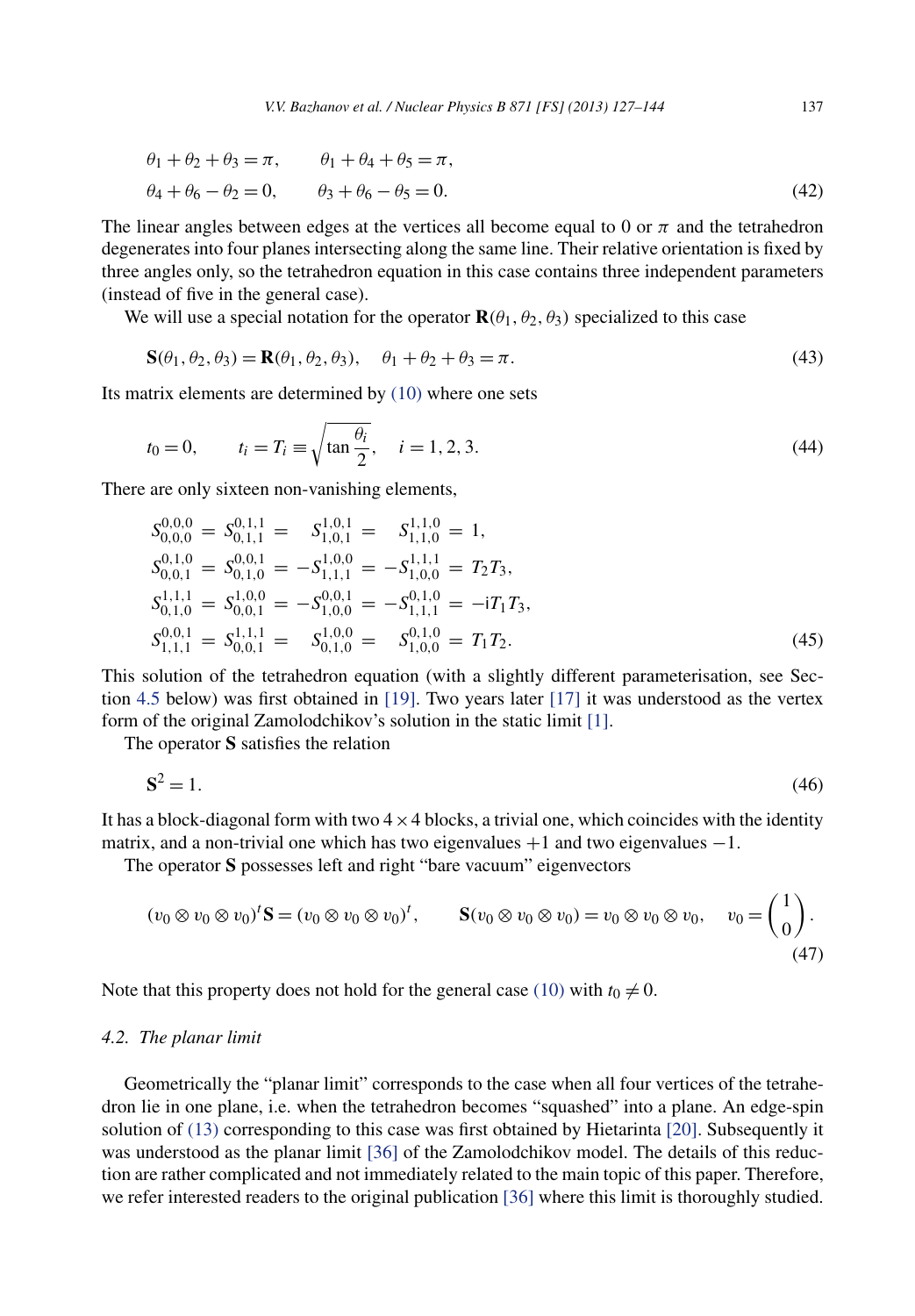$$
\begin{aligned}
&\theta_1+\theta_2+\theta_3=\pi, \qquad \theta_1+\theta_4+\theta_5=\pi,\\
&\theta_4+\theta_6-\theta_2=0, \qquad \theta_3+\theta_6-\theta_5=0.
\end{aligned} \tag{42}
$$

The linear angles between edges at the vertices all become equal to 0 or $\pi$ and the tetrahedron degenerates into four planes intersecting along the same line. Their relative orientation is fixed by three angles only, so the tetrahedron equation in this case contains three independent parameters (instead of five in the general case).

We will use a special notation for the operator $\mathbf{R}(\theta_1,\theta_2,\theta_3)$ specialized to this case

$$
\mathbf{S}(\theta_1,\theta_2,\theta_3)=\mathbf{R}(\theta_1,\theta_2,\theta_3), \quad \theta_1+\theta_2+\theta_3=\pi. \tag{43}
$$

Its matrix elements are determined by (10) where one sets

$$
t_0=0, \qquad t_i=T_i\equiv\sqrt{\tan\frac{\theta_i}{2}}, \quad i=1,2,3. \tag{44}
$$

There are only sixteen non-vanishing elements,

$$
\begin{aligned}
&S^{0,0,0}_{0,0,0}=S^{0,1,1}_{0,1,1}=\ \ \ S^{1,0,1}_{1,0,1}=\ \ \ S^{1,1,0}_{1,1,0}=1,\\
&S^{0,1,0}_{0,0,1}=S^{0,0,1}_{0,1,0}=-S^{1,0,0}_{1,1,1}=-S^{1,1,1}_{1,0,0}=T_2T_3,\\
&S^{1,1,1}_{0,1,0}=S^{1,0,0}_{0,0,1}=-S^{0,0,1}_{1,0,0}=-S^{0,1,0}_{1,1,1}=-\mathrm{i}T_1T_3,\\
&S^{0,0,1}_{1,1,1}=S^{1,1,1}_{0,0,1}=\ \ \ S^{1,0,0}_{0,1,0}=\ \ \ S^{0,1,0}_{1,0,0}=T_1T_2.
\end{aligned} \tag{45}
$$

This solution of the tetrahedron equation (with a slightly different parameterisation, see Section 4.5 below) was first obtained in [19]. Two years later [17] it was understood as the vertex form of the original Zamolodchikov's solution in the static limit [1].

The operator $\mathbf{S}$ satisfies the relation

$$
\mathbf{S}^2=1. \tag{46}
$$

It has a block-diagonal form with two $4\times 4$ blocks, a trivial one, which coincides with the identity matrix, and a non-trivial one which has two eigenvalues $+1$ and two eigenvalues $-1$.

The operator $\mathbf{S}$ possesses left and right "bare vacuum" eigenvectors

$$
(v_0\otimes v_0\otimes v_0)^t\mathbf{S}=(v_0\otimes v_0\otimes v_0)^t, \qquad \mathbf{S}(v_0\otimes v_0\otimes v_0)=v_0\otimes v_0\otimes v_0, \quad v_0=\begin{pmatrix}1\\0\end{pmatrix}. \tag{47}
$$

Note that this property does not hold for the general case (10) with $t_0\neq 0$.

### 4.2. The planar limit

Geometrically the "planar limit" corresponds to the case when all four vertices of the tetrahedron lie in one plane, i.e. when the tetrahedron becomes "squashed" into a plane. An edge-spin solution of (13) corresponding to this case was first obtained by Hietarinta [20]. Subsequently it was understood as the planar limit [36] of the Zamolodchikov model. The details of this reduction are rather complicated and not immediately related to the main topic of this paper. Therefore, we refer interested readers to the original publication [36] where this limit is thoroughly studied.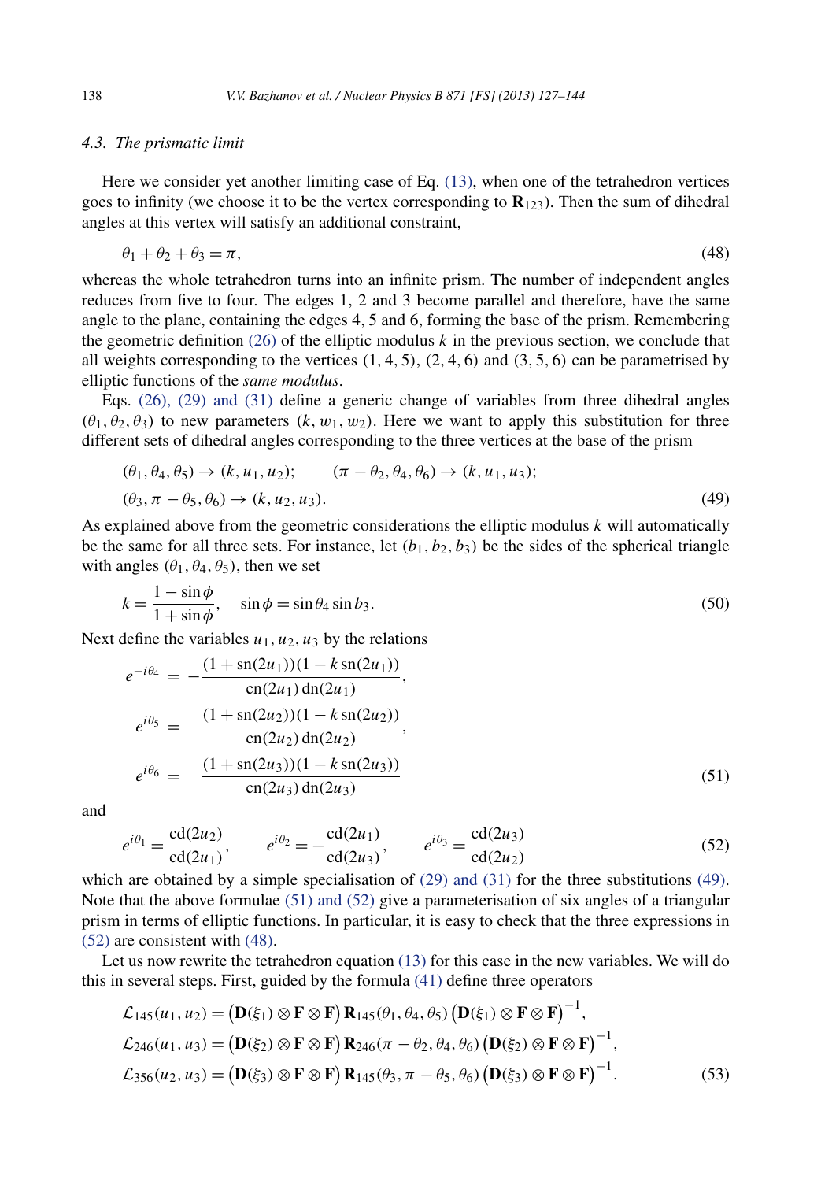### 4.3. The prismatic limit

Here we consider yet another limiting case of Eq. (13), when one of the tetrahedron vertices goes to infinity (we choose it to be the vertex corresponding to $\mathbf{R}_{123}$). Then the sum of dihedral angles at this vertex will satisfy an additional constraint,

$$\theta_1 + \theta_2 + \theta_3 = \pi, \tag{48}$$

whereas the whole tetrahedron turns into an infinite prism. The number of independent angles reduces from five to four. The edges 1, 2 and 3 become parallel and therefore, have the same angle to the plane, containing the edges 4, 5 and 6, forming the base of the prism. Remembering the geometric definition (26) of the elliptic modulus $k$ in the previous section, we conclude that all weights corresponding to the vertices $(1,4,5)$, $(2,4,6)$ and $(3,5,6)$ can be parametrised by elliptic functions of the *same modulus*.

Eqs. (26), (29) and (31) define a generic change of variables from three dihedral angles $(\theta_1, \theta_2, \theta_3)$ to new parameters $(k, w_1, w_2)$. Here we want to apply this substitution for three different sets of dihedral angles corresponding to the three vertices at the base of the prism

$$\begin{aligned}
&(\theta_1, \theta_4, \theta_5) \to (k, u_1, u_2); \qquad (\pi - \theta_2, \theta_4, \theta_6) \to (k, u_1, u_3); \\
&(\theta_3, \pi - \theta_5, \theta_6) \to (k, u_2, u_3).
\end{aligned} \tag{49}$$

As explained above from the geometric considerations the elliptic modulus $k$ will automatically be the same for all three sets. For instance, let $(b_1, b_2, b_3)$ be the sides of the spherical triangle with angles $(\theta_1, \theta_4, \theta_5)$, then we set

$$k = \frac{1 - \sin\phi}{1 + \sin\phi}, \quad \sin\phi = \sin\theta_4 \sin b_3. \tag{50}$$

Next define the variables $u_1, u_2, u_3$ by the relations

$$\begin{aligned}
e^{-i\theta_4} &= -\frac{(1 + \mathrm{sn}(2u_1))(1 - k\,\mathrm{sn}(2u_1))}{\mathrm{cn}(2u_1)\,\mathrm{dn}(2u_1)}, \\
e^{i\theta_5} &= \frac{(1 + \mathrm{sn}(2u_2))(1 - k\,\mathrm{sn}(2u_2))}{\mathrm{cn}(2u_2)\,\mathrm{dn}(2u_2)}, \\
e^{i\theta_6} &= \frac{(1 + \mathrm{sn}(2u_3))(1 - k\,\mathrm{sn}(2u_3))}{\mathrm{cn}(2u_3)\,\mathrm{dn}(2u_3)}
\end{aligned} \tag{51}$$

and

$$e^{i\theta_1} = \frac{\mathrm{cd}(2u_2)}{\mathrm{cd}(2u_1)}, \qquad e^{i\theta_2} = -\frac{\mathrm{cd}(2u_1)}{\mathrm{cd}(2u_3)}, \qquad e^{i\theta_3} = \frac{\mathrm{cd}(2u_3)}{\mathrm{cd}(2u_2)} \tag{52}$$

which are obtained by a simple specialisation of (29) and (31) for the three substitutions (49). Note that the above formulae (51) and (52) give a parameterisation of six angles of a triangular prism in terms of elliptic functions. In particular, it is easy to check that the three expressions in (52) are consistent with (48).

Let us now rewrite the tetrahedron equation (13) for this case in the new variables. We will do this in several steps. First, guided by the formula (41) define three operators

$$\begin{aligned}
\mathcal{L}_{145}(u_1, u_2) &= \big(\mathbf{D}(\xi_1) \otimes \mathbf{F} \otimes \mathbf{F}\big)\,\mathbf{R}_{145}(\theta_1, \theta_4, \theta_5)\,\big(\mathbf{D}(\xi_1) \otimes \mathbf{F} \otimes \mathbf{F}\big)^{-1}, \\
\mathcal{L}_{246}(u_1, u_3) &= \big(\mathbf{D}(\xi_2) \otimes \mathbf{F} \otimes \mathbf{F}\big)\,\mathbf{R}_{246}(\pi - \theta_2, \theta_4, \theta_6)\,\big(\mathbf{D}(\xi_2) \otimes \mathbf{F} \otimes \mathbf{F}\big)^{-1}, \\
\mathcal{L}_{356}(u_2, u_3) &= \big(\mathbf{D}(\xi_3) \otimes \mathbf{F} \otimes \mathbf{F}\big)\,\mathbf{R}_{145}(\theta_3, \pi - \theta_5, \theta_6)\,\big(\mathbf{D}(\xi_3) \otimes \mathbf{F} \otimes \mathbf{F}\big)^{-1}.
\end{aligned} \tag{53}$$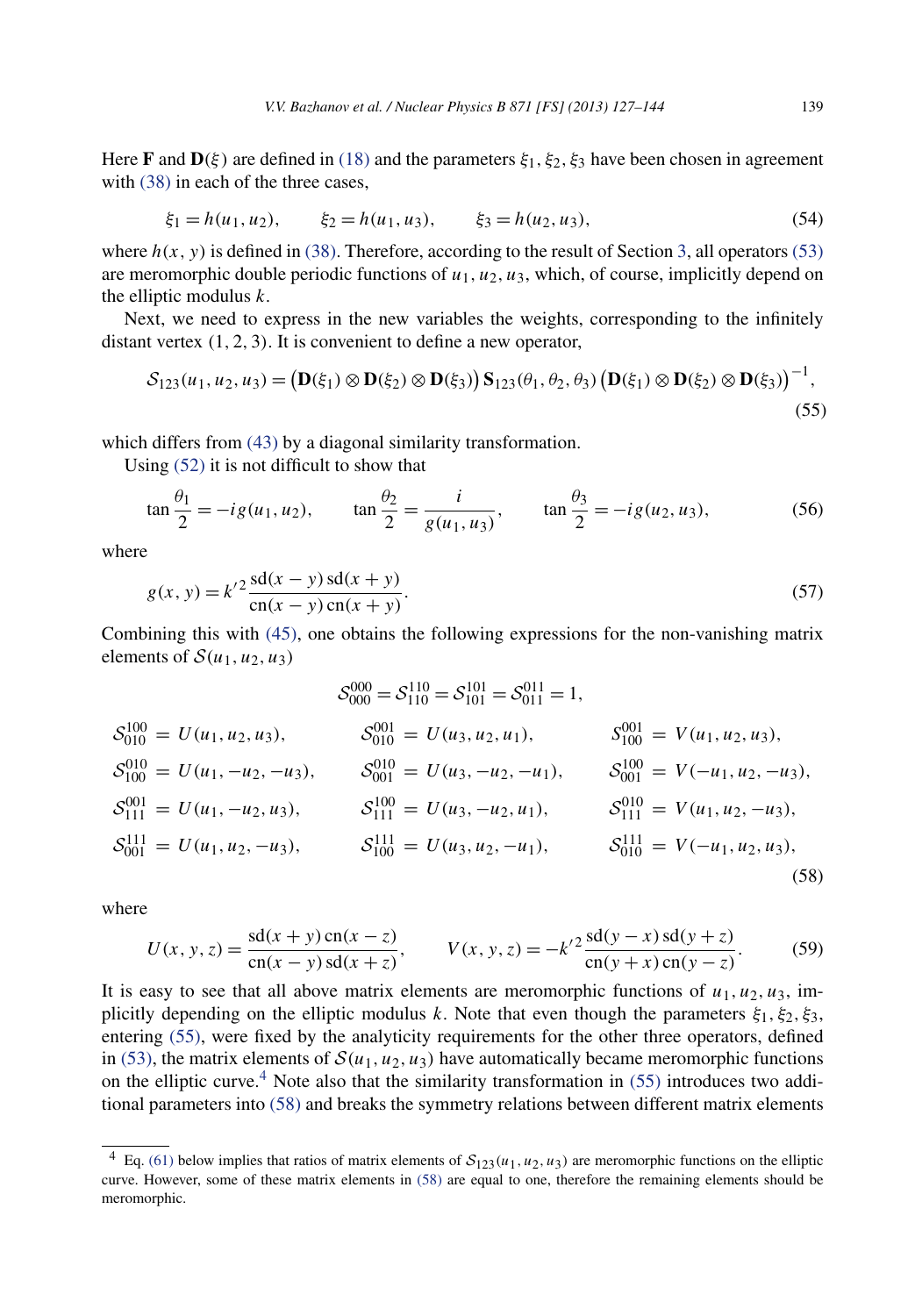Here $\mathbf{F}$ and $\mathbf{D}(\xi)$ are defined in (18) and the parameters $\xi_1, \xi_2, \xi_3$ have been chosen in agreement with (38) in each of the three cases,

$$\xi_1 = h(u_1, u_2), \qquad \xi_2 = h(u_1, u_3), \qquad \xi_3 = h(u_2, u_3), \tag{54}$$

where $h(x, y)$ is defined in (38). Therefore, according to the result of Section 3, all operators (53) are meromorphic double periodic functions of $u_1, u_2, u_3$, which, of course, implicitly depend on the elliptic modulus $k$.

Next, we need to express in the new variables the weights, corresponding to the infinitely distant vertex $(1, 2, 3)$. It is convenient to define a new operator,

$$\mathcal{S}_{123}(u_1, u_2, u_3) = \big(\mathbf{D}(\xi_1) \otimes \mathbf{D}(\xi_2) \otimes \mathbf{D}(\xi_3)\big)\, \mathbf{S}_{123}(\theta_1, \theta_2, \theta_3)\, \big(\mathbf{D}(\xi_1) \otimes \mathbf{D}(\xi_2) \otimes \mathbf{D}(\xi_3)\big)^{-1}, \tag{55}$$

which differs from (43) by a diagonal similarity transformation.

Using (52) it is not difficult to show that

$$\tan\frac{\theta_1}{2} = -ig(u_1, u_2), \qquad \tan\frac{\theta_2}{2} = \frac{i}{g(u_1, u_3)}, \qquad \tan\frac{\theta_3}{2} = -ig(u_2, u_3), \tag{56}$$

where

$$g(x, y) = k'^2 \frac{\operatorname{sd}(x - y)\operatorname{sd}(x + y)}{\operatorname{cn}(x - y)\operatorname{cn}(x + y)}. \tag{57}$$

Combining this with (45), one obtains the following expressions for the non-vanishing matrix elements of $\mathcal{S}(u_1, u_2, u_3)$

$$\mathcal{S}_{000}^{000} = \mathcal{S}_{110}^{110} = \mathcal{S}_{101}^{101} = \mathcal{S}_{011}^{011} = 1,$$

$$\begin{array}{lll}
\mathcal{S}_{010}^{100} = U(u_1, u_2, u_3), & \mathcal{S}_{010}^{001} = U(u_3, u_2, u_1), & \mathcal{S}_{100}^{001} = V(u_1, u_2, u_3), \\
\mathcal{S}_{100}^{010} = U(u_1, -u_2, -u_3), & \mathcal{S}_{001}^{010} = U(u_3, -u_2, -u_1), & \mathcal{S}_{001}^{100} = V(-u_1, u_2, -u_3), \\
\mathcal{S}_{111}^{001} = U(u_1, -u_2, u_3), & \mathcal{S}_{111}^{100} = U(u_3, -u_2, u_1), & \mathcal{S}_{111}^{010} = V(u_1, u_2, -u_3), \\
\mathcal{S}_{001}^{111} = U(u_1, u_2, -u_3), & \mathcal{S}_{100}^{111} = U(u_3, u_2, -u_1), & \mathcal{S}_{010}^{111} = V(-u_1, u_2, u_3),
\end{array} \tag{58}$$

where

$$U(x, y, z) = \frac{\operatorname{sd}(x + y)\operatorname{cn}(x - z)}{\operatorname{cn}(x - y)\operatorname{sd}(x + z)}, \qquad V(x, y, z) = -k'^2 \frac{\operatorname{sd}(y - x)\operatorname{sd}(y + z)}{\operatorname{cn}(y + x)\operatorname{cn}(y - z)}. \tag{59}$$

It is easy to see that all above matrix elements are meromorphic functions of $u_1, u_2, u_3$, implicitly depending on the elliptic modulus $k$. Note that even though the parameters $\xi_1, \xi_2, \xi_3$, entering (55), were fixed by the analyticity requirements for the other three operators, defined in (53), the matrix elements of $\mathcal{S}(u_1, u_2, u_3)$ have automatically became meromorphic functions on the elliptic curve.[4] Note also that the similarity transformation in (55) introduces two additional parameters into (58) and breaks the symmetry relations between different matrix elements

[4] Eq. (61) below implies that ratios of matrix elements of $\mathcal{S}_{123}(u_1, u_2, u_3)$ are meromorphic functions on the elliptic curve. However, some of these matrix elements in (58) are equal to one, therefore the remaining elements should be meromorphic.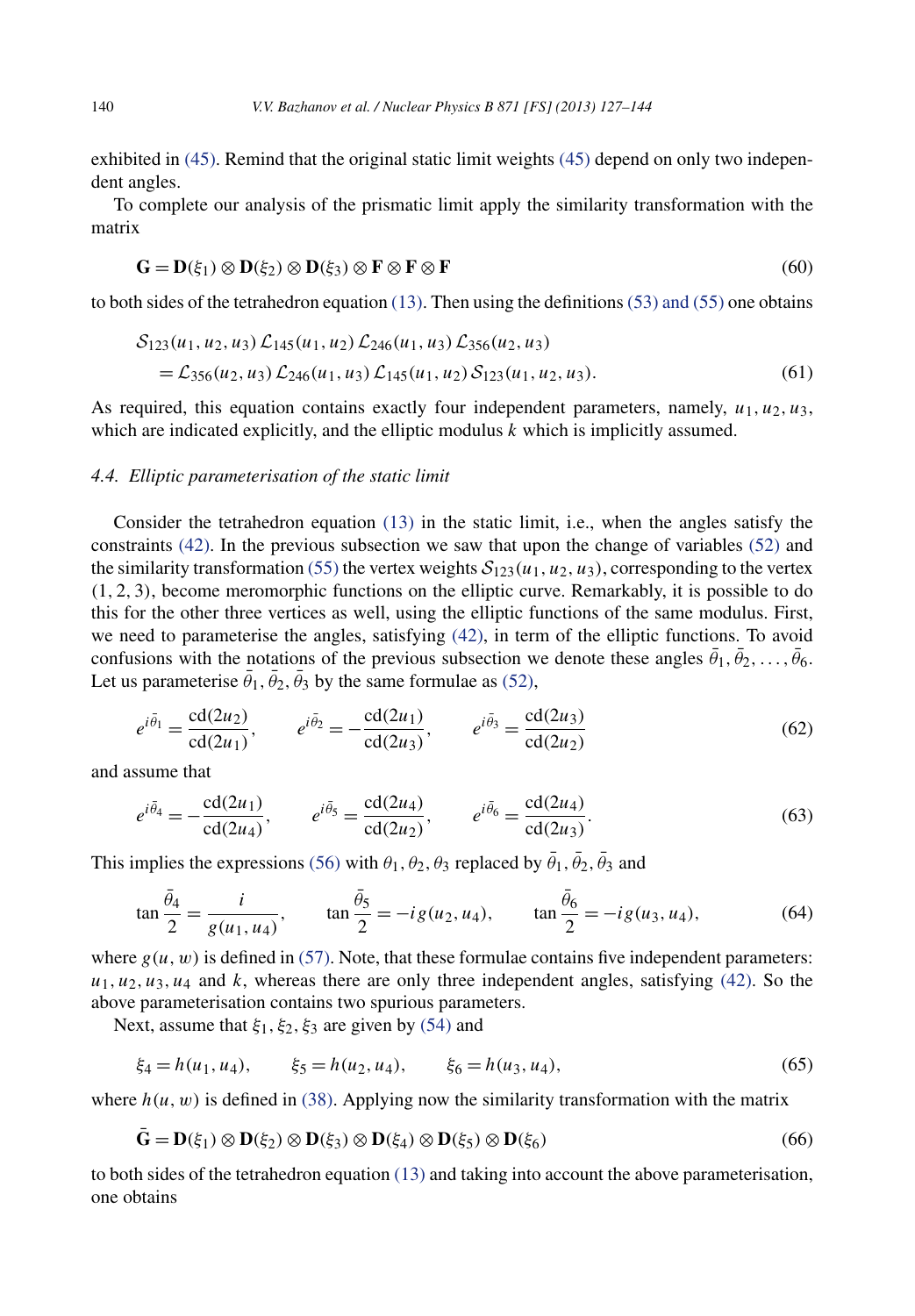exhibited in (45). Remind that the original static limit weights (45) depend on only two independent angles.

To complete our analysis of the prismatic limit apply the similarity transformation with the matrix

$$\mathbf{G} = \mathbf{D}(\xi_1) \otimes \mathbf{D}(\xi_2) \otimes \mathbf{D}(\xi_3) \otimes \mathbf{F} \otimes \mathbf{F} \otimes \mathbf{F} \tag{60}$$

to both sides of the tetrahedron equation (13). Then using the definitions (53) and (55) one obtains

$$\begin{aligned} &\mathcal{S}_{123}(u_1, u_2, u_3)\, \mathcal{L}_{145}(u_1, u_2)\, \mathcal{L}_{246}(u_1, u_3)\, \mathcal{L}_{356}(u_2, u_3) \\ &\quad = \mathcal{L}_{356}(u_2, u_3)\, \mathcal{L}_{246}(u_1, u_3)\, \mathcal{L}_{145}(u_1, u_2)\, \mathcal{S}_{123}(u_1, u_2, u_3). \end{aligned} \tag{61}$$

As required, this equation contains exactly four independent parameters, namely, $u_1, u_2, u_3$, which are indicated explicitly, and the elliptic modulus $k$ which is implicitly assumed.

### 4.4. Elliptic parameterisation of the static limit

Consider the tetrahedron equation (13) in the static limit, i.e., when the angles satisfy the constraints (42). In the previous subsection we saw that upon the change of variables (52) and the similarity transformation (55) the vertex weights $\mathcal{S}_{123}(u_1, u_2, u_3)$, corresponding to the vertex $(1, 2, 3)$, become meromorphic functions on the elliptic curve. Remarkably, it is possible to do this for the other three vertices as well, using the elliptic functions of the same modulus. First, we need to parameterise the angles, satisfying (42), in term of the elliptic functions. To avoid confusions with the notations of the previous subsection we denote these angles $\bar{\theta}_1, \bar{\theta}_2, \dots, \bar{\theta}_6$. Let us parameterise $\bar{\theta}_1, \bar{\theta}_2, \bar{\theta}_3$ by the same formulae as (52),

$$e^{i\bar{\theta}_1} = \frac{\mathrm{cd}(2u_2)}{\mathrm{cd}(2u_1)}, \qquad e^{i\bar{\theta}_2} = -\frac{\mathrm{cd}(2u_1)}{\mathrm{cd}(2u_3)}, \qquad e^{i\bar{\theta}_3} = \frac{\mathrm{cd}(2u_3)}{\mathrm{cd}(2u_2)} \tag{62}$$

and assume that

$$e^{i\bar{\theta}_4} = -\frac{\mathrm{cd}(2u_1)}{\mathrm{cd}(2u_4)}, \qquad e^{i\bar{\theta}_5} = \frac{\mathrm{cd}(2u_4)}{\mathrm{cd}(2u_2)}, \qquad e^{i\bar{\theta}_6} = \frac{\mathrm{cd}(2u_4)}{\mathrm{cd}(2u_3)}. \tag{63}$$

This implies the expressions (56) with $\theta_1, \theta_2, \theta_3$ replaced by $\bar{\theta}_1, \bar{\theta}_2, \bar{\theta}_3$ and

$$\tan\frac{\bar{\theta}_4}{2} = \frac{i}{g(u_1, u_4)}, \qquad \tan\frac{\bar{\theta}_5}{2} = -i\,g(u_2, u_4), \qquad \tan\frac{\bar{\theta}_6}{2} = -i\,g(u_3, u_4), \tag{64}$$

where $g(u, w)$ is defined in (57). Note, that these formulae contains five independent parameters: $u_1, u_2, u_3, u_4$ and $k$, whereas there are only three independent angles, satisfying (42). So the above parameterisation contains two spurious parameters.

Next, assume that $\xi_1, \xi_2, \xi_3$ are given by (54) and

$$\xi_4 = h(u_1, u_4), \qquad \xi_5 = h(u_2, u_4), \qquad \xi_6 = h(u_3, u_4), \tag{65}$$

where $h(u, w)$ is defined in (38). Applying now the similarity transformation with the matrix

$$\bar{\mathbf{G}} = \mathbf{D}(\xi_1) \otimes \mathbf{D}(\xi_2) \otimes \mathbf{D}(\xi_3) \otimes \mathbf{D}(\xi_4) \otimes \mathbf{D}(\xi_5) \otimes \mathbf{D}(\xi_6) \tag{66}$$

to both sides of the tetrahedron equation (13) and taking into account the above parameterisation, one obtains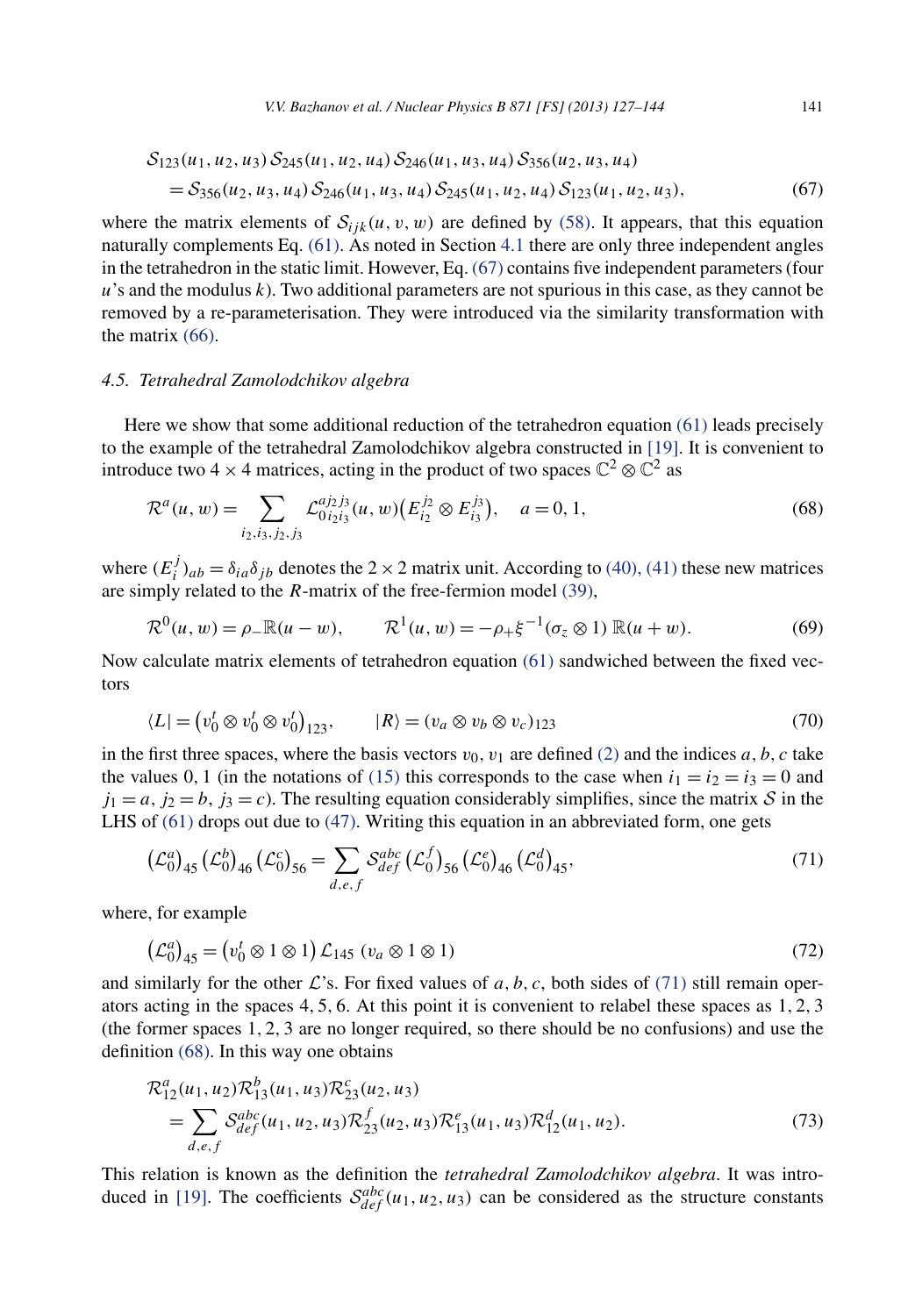$$
\begin{aligned}
&\mathcal{S}_{123}(u_1,u_2,u_3)\,\mathcal{S}_{245}(u_1,u_2,u_4)\,\mathcal{S}_{246}(u_1,u_3,u_4)\,\mathcal{S}_{356}(u_2,u_3,u_4)\\
&\quad=\mathcal{S}_{356}(u_2,u_3,u_4)\,\mathcal{S}_{246}(u_1,u_3,u_4)\,\mathcal{S}_{245}(u_1,u_2,u_4)\,\mathcal{S}_{123}(u_1,u_2,u_3),
\end{aligned}
\tag{67}
$$

where the matrix elements of $\mathcal{S}_{ijk}(u,v,w)$ are defined by (58). It appears, that this equation naturally complements Eq. (61). As noted in Section 4.1 there are only three independent angles in the tetrahedron in the static limit. However, Eq. (67) contains five independent parameters (four $u$'s and the modulus $k$). Two additional parameters are not spurious in this case, as they cannot be removed by a re-parameterisation. They were introduced via the similarity transformation with the matrix (66).

### 4.5. Tetrahedral Zamolodchikov algebra

Here we show that some additional reduction of the tetrahedron equation (61) leads precisely to the example of the tetrahedral Zamolodchikov algebra constructed in [19]. It is convenient to introduce two $4\times 4$ matrices, acting in the product of two spaces $\mathbb{C}^2\otimes\mathbb{C}^2$ as

$$
\mathcal{R}^a(u,w)=\sum_{i_2,i_3,j_2,j_3}\mathcal{L}_{0\,i_2i_3}^{a\,j_2j_3}(u,w)\big(E_{i_2}^{j_2}\otimes E_{i_3}^{j_3}\big),\quad a=0,1,
\tag{68}
$$

where $(E_i^j)_{ab}=\delta_{ia}\delta_{jb}$ denotes the $2\times 2$ matrix unit. According to (40), (41) these new matrices are simply related to the $R$-matrix of the free-fermion model (39),

$$
\mathcal{R}^0(u,w)=\rho_-\mathbb{R}(u-w),\qquad \mathcal{R}^1(u,w)=-\rho_+\xi^{-1}(\sigma_z\otimes 1)\,\mathbb{R}(u+w).
\tag{69}
$$

Now calculate matrix elements of tetrahedron equation (61) sandwiched between the fixed vectors

$$
\langle L|=\big(v_0^t\otimes v_0^t\otimes v_0^t\big)_{123},\qquad |R\rangle=(v_a\otimes v_b\otimes v_c)_{123}
\tag{70}
$$

in the first three spaces, where the basis vectors $v_0,v_1$ are defined (2) and the indices $a,b,c$ take the values $0,1$ (in the notations of (15) this corresponds to the case when $i_1=i_2=i_3=0$ and $j_1=a$, $j_2=b$, $j_3=c$). The resulting equation considerably simplifies, since the matrix $\mathcal{S}$ in the LHS of (61) drops out due to (47). Writing this equation in an abbreviated form, one gets

$$
\big(\mathcal{L}_0^a\big)_{45}\big(\mathcal{L}_0^b\big)_{46}\big(\mathcal{L}_0^c\big)_{56}=\sum_{d,e,f}\mathcal{S}_{def}^{abc}\big(\mathcal{L}_0^f\big)_{56}\big(\mathcal{L}_0^e\big)_{46}\big(\mathcal{L}_0^d\big)_{45},
\tag{71}
$$

where, for example

$$
\big(\mathcal{L}_0^a\big)_{45}=\big(v_0^t\otimes 1\otimes 1\big)\,\mathcal{L}_{145}\,(v_a\otimes 1\otimes 1)
\tag{72}
$$

and similarly for the other $\mathcal{L}$'s. For fixed values of $a,b,c$, both sides of (71) still remain operators acting in the spaces $4,5,6$. At this point it is convenient to relabel these spaces as $1,2,3$ (the former spaces $1,2,3$ are no longer required, so there should be no confusions) and use the definition (68). In this way one obtains

$$
\begin{aligned}
&\mathcal{R}_{12}^a(u_1,u_2)\mathcal{R}_{13}^b(u_1,u_3)\mathcal{R}_{23}^c(u_2,u_3)\\
&\quad=\sum_{d,e,f}\mathcal{S}_{def}^{abc}(u_1,u_2,u_3)\mathcal{R}_{23}^f(u_2,u_3)\mathcal{R}_{13}^e(u_1,u_3)\mathcal{R}_{12}^d(u_1,u_2).
\end{aligned}
\tag{73}
$$

This relation is known as the definition the *tetrahedral Zamolodchikov algebra*. It was introduced in [19]. The coefficients $\mathcal{S}_{def}^{abc}(u_1,u_2,u_3)$ can be considered as the structure constants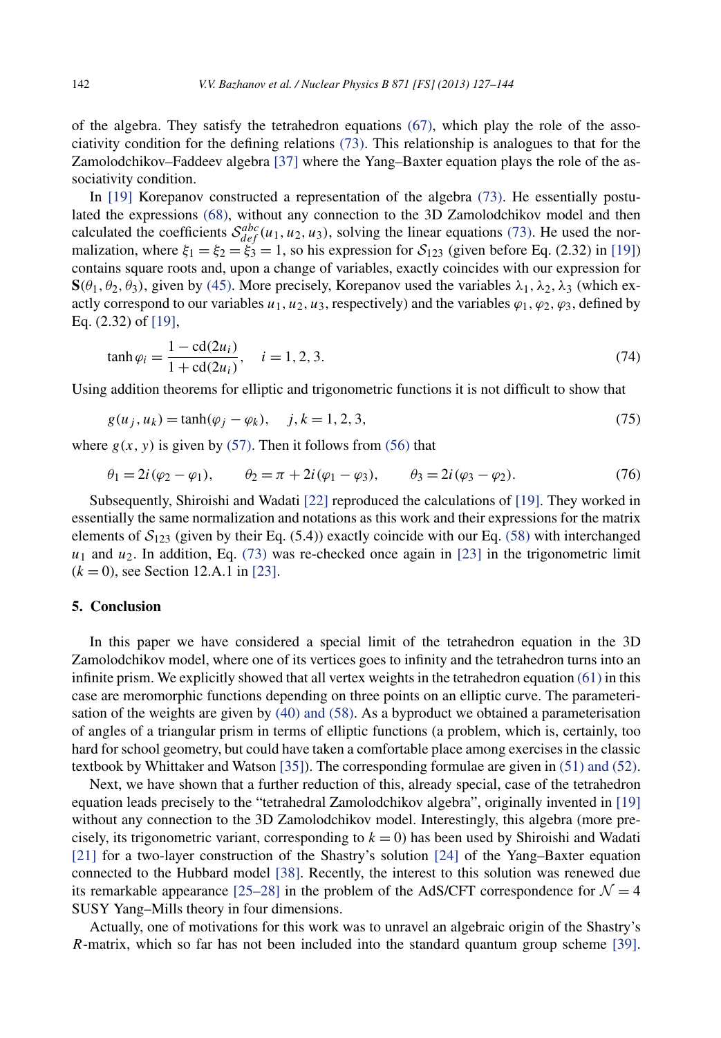of the algebra. They satisfy the tetrahedron equations (67), which play the role of the associativity condition for the defining relations (73). This relationship is analogues to that for the Zamolodchikov–Faddeev algebra [37] where the Yang–Baxter equation plays the role of the associativity condition.

In [19] Korepanov constructed a representation of the algebra (73). He essentially postulated the expressions (68), without any connection to the 3D Zamolodchikov model and then calculated the coefficients $\mathcal{S}_{def}^{abc}(u_1, u_2, u_3)$, solving the linear equations (73). He used the normalization, where $\xi_1 = \xi_2 = \xi_3 = 1$, so his expression for $\mathcal{S}_{123}$ (given before Eq. (2.32) in [19]) contains square roots and, upon a change of variables, exactly coincides with our expression for $\mathbf{S}(\theta_1, \theta_2, \theta_3)$, given by (45). More precisely, Korepanov used the variables $\lambda_1, \lambda_2, \lambda_3$ (which exactly correspond to our variables $u_1, u_2, u_3$, respectively) and the variables $\varphi_1, \varphi_2, \varphi_3$, defined by Eq. (2.32) of [19],

$$\tanh \varphi_i = \frac{1 - \mathrm{cd}(2u_i)}{1 + \mathrm{cd}(2u_i)}, \quad i = 1, 2, 3. \tag{74}$$

Using addition theorems for elliptic and trigonometric functions it is not difficult to show that

$$g(u_j, u_k) = \tanh(\varphi_j - \varphi_k), \quad j, k = 1, 2, 3, \tag{75}$$

where $g(x, y)$ is given by (57). Then it follows from (56) that

$$\theta_1 = 2i(\varphi_2 - \varphi_1), \qquad \theta_2 = \pi + 2i(\varphi_1 - \varphi_3), \qquad \theta_3 = 2i(\varphi_3 - \varphi_2). \tag{76}$$

Subsequently, Shiroishi and Wadati [22] reproduced the calculations of [19]. They worked in essentially the same normalization and notations as this work and their expressions for the matrix elements of $\mathcal{S}_{123}$ (given by their Eq. (5.4)) exactly coincide with our Eq. (58) with interchanged $u_1$ and $u_2$. In addition, Eq. (73) was re-checked once again in [23] in the trigonometric limit ($k = 0$), see Section 12.A.1 in [23].

## 5. Conclusion

In this paper we have considered a special limit of the tetrahedron equation in the 3D Zamolodchikov model, where one of its vertices goes to infinity and the tetrahedron turns into an infinite prism. We explicitly showed that all vertex weights in the tetrahedron equation (61) in this case are meromorphic functions depending on three points on an elliptic curve. The parameterisation of the weights are given by (40) and (58). As a byproduct we obtained a parameterisation of angles of a triangular prism in terms of elliptic functions (a problem, which is, certainly, too hard for school geometry, but could have taken a comfortable place among exercises in the classic textbook by Whittaker and Watson [35]). The corresponding formulae are given in (51) and (52).

Next, we have shown that a further reduction of this, already special, case of the tetrahedron equation leads precisely to the "tetrahedral Zamolodchikov algebra", originally invented in [19] without any connection to the 3D Zamolodchikov model. Interestingly, this algebra (more precisely, its trigonometric variant, corresponding to $k = 0$) has been used by Shiroishi and Wadati [21] for a two-layer construction of the Shastry's solution [24] of the Yang–Baxter equation connected to the Hubbard model [38]. Recently, the interest to this solution was renewed due its remarkable appearance [25–28] in the problem of the AdS/CFT correspondence for $\mathcal{N} = 4$ SUSY Yang–Mills theory in four dimensions.

Actually, one of motivations for this work was to unravel an algebraic origin of the Shastry's $R$-matrix, which so far has not been included into the standard quantum group scheme [39].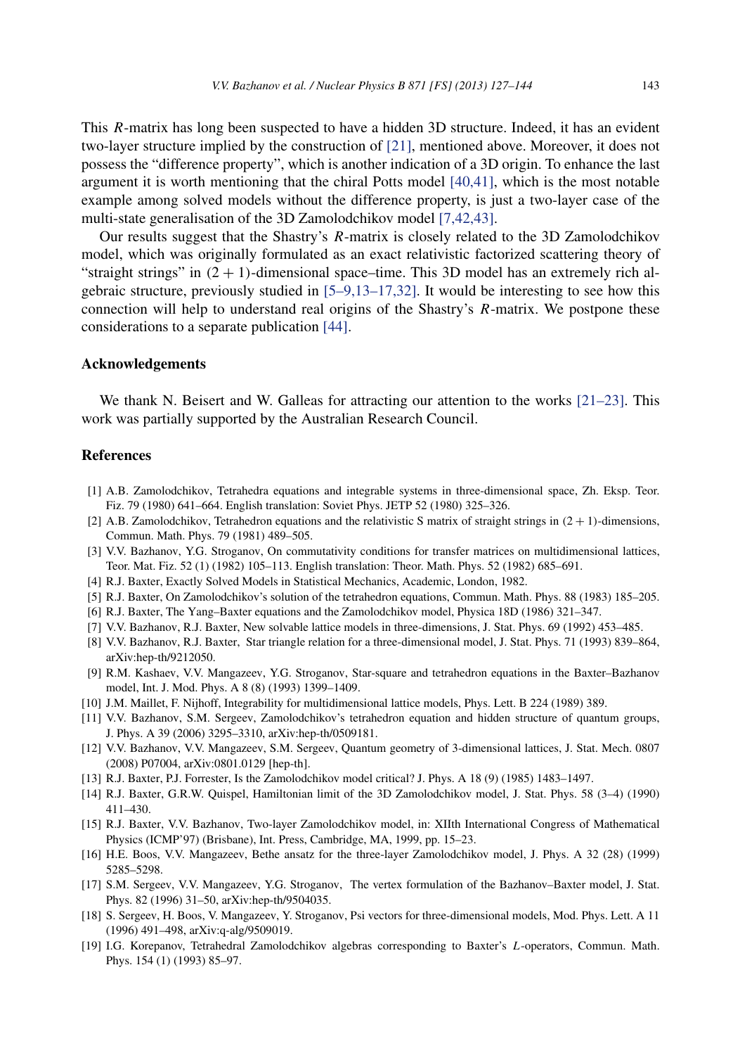This $R$-matrix has long been suspected to have a hidden 3D structure. Indeed, it has an evident two-layer structure implied by the construction of [21], mentioned above. Moreover, it does not possess the "difference property", which is another indication of a 3D origin. To enhance the last argument it is worth mentioning that the chiral Potts model [40,41], which is the most notable example among solved models without the difference property, is just a two-layer case of the multi-state generalisation of the 3D Zamolodchikov model [7,42,43].

Our results suggest that the Shastry's $R$-matrix is closely related to the 3D Zamolodchikov model, which was originally formulated as an exact relativistic factorized scattering theory of "straight strings" in $(2+1)$-dimensional space–time. This 3D model has an extremely rich algebraic structure, previously studied in [5–9,13–17,32]. It would be interesting to see how this connection will help to understand real origins of the Shastry's $R$-matrix. We postpone these considerations to a separate publication [44].

## Acknowledgements

We thank N. Beisert and W. Galleas for attracting our attention to the works [21–23]. This work was partially supported by the Australian Research Council.

## References

[1] A.B. Zamolodchikov, Tetrahedra equations and integrable systems in three-dimensional space, Zh. Eksp. Teor. Fiz. 79 (1980) 641–664. English translation: Soviet Phys. JETP 52 (1980) 325–326.

[2] A.B. Zamolodchikov, Tetrahedron equations and the relativistic S matrix of straight strings in $(2+1)$-dimensions, Commun. Math. Phys. 79 (1981) 489–505.

[3] V.V. Bazhanov, Y.G. Stroganov, On commutativity conditions for transfer matrices on multidimensional lattices, Teor. Mat. Fiz. 52 (1) (1982) 105–113. English translation: Theor. Math. Phys. 52 (1982) 685–691.

[4] R.J. Baxter, Exactly Solved Models in Statistical Mechanics, Academic, London, 1982.

[5] R.J. Baxter, On Zamolodchikov's solution of the tetrahedron equations, Commun. Math. Phys. 88 (1983) 185–205.

[6] R.J. Baxter, The Yang–Baxter equations and the Zamolodchikov model, Physica 18D (1986) 321–347.

[7] V.V. Bazhanov, R.J. Baxter, New solvable lattice models in three-dimensions, J. Stat. Phys. 69 (1992) 453–485.

[8] V.V. Bazhanov, R.J. Baxter, Star triangle relation for a three-dimensional model, J. Stat. Phys. 71 (1993) 839–864, arXiv:hep-th/9212050.

[9] R.M. Kashaev, V.V. Mangazeev, Y.G. Stroganov, Star-square and tetrahedron equations in the Baxter–Bazhanov model, Int. J. Mod. Phys. A 8 (8) (1993) 1399–1409.

[10] J.M. Maillet, F. Nijhoff, Integrability for multidimensional lattice models, Phys. Lett. B 224 (1989) 389.

[11] V.V. Bazhanov, S.M. Sergeev, Zamolodchikov's tetrahedron equation and hidden structure of quantum groups, J. Phys. A 39 (2006) 3295–3310, arXiv:hep-th/0509181.

[12] V.V. Bazhanov, V.V. Mangazeev, S.M. Sergeev, Quantum geometry of 3-dimensional lattices, J. Stat. Mech. 0807 (2008) P07004, arXiv:0801.0129 [hep-th].

[13] R.J. Baxter, P.J. Forrester, Is the Zamolodchikov model critical? J. Phys. A 18 (9) (1985) 1483–1497.

[14] R.J. Baxter, G.R.W. Quispel, Hamiltonian limit of the 3D Zamolodchikov model, J. Stat. Phys. 58 (3–4) (1990) 411–430.

[15] R.J. Baxter, V.V. Bazhanov, Two-layer Zamolodchikov model, in: XIIth International Congress of Mathematical Physics (ICMP'97) (Brisbane), Int. Press, Cambridge, MA, 1999, pp. 15–23.

[16] H.E. Boos, V.V. Mangazeev, Bethe ansatz for the three-layer Zamolodchikov model, J. Phys. A 32 (28) (1999) 5285–5298.

[17] S.M. Sergeev, V.V. Mangazeev, Y.G. Stroganov, The vertex formulation of the Bazhanov–Baxter model, J. Stat. Phys. 82 (1996) 31–50, arXiv:hep-th/9504035.

[18] S. Sergeev, H. Boos, V. Mangazeev, Y. Stroganov, Psi vectors for three-dimensional models, Mod. Phys. Lett. A 11 (1996) 491–498, arXiv:q-alg/9509019.

[19] I.G. Korepanov, Tetrahedral Zamolodchikov algebras corresponding to Baxter's $L$-operators, Commun. Math. Phys. 154 (1) (1993) 85–97.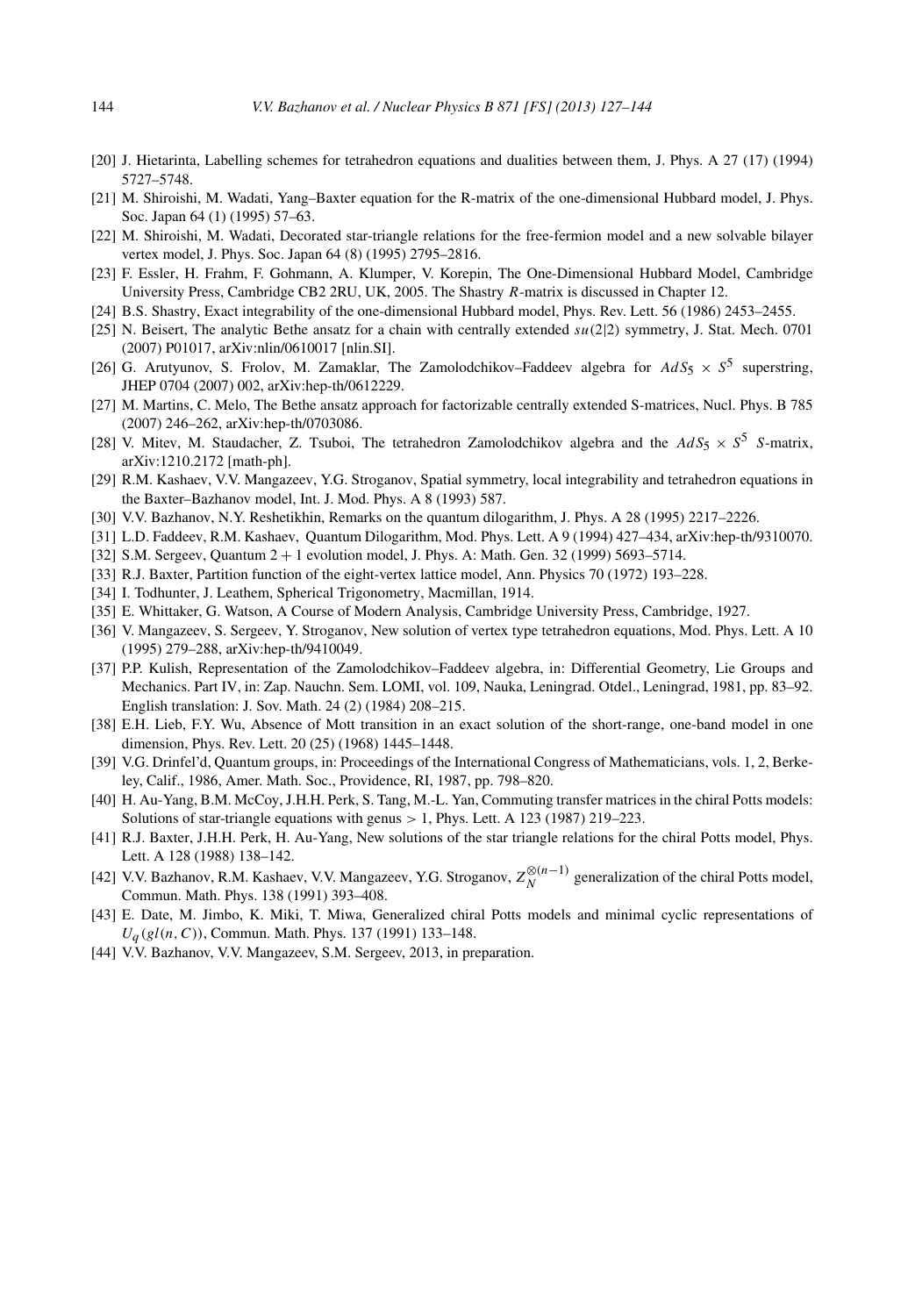[20] J. Hietarinta, Labelling schemes for tetrahedron equations and dualities between them, J. Phys. A 27 (17) (1994) 5727–5748.

[21] M. Shiroishi, M. Wadati, Yang–Baxter equation for the R-matrix of the one-dimensional Hubbard model, J. Phys. Soc. Japan 64 (1) (1995) 57–63.

[22] M. Shiroishi, M. Wadati, Decorated star-triangle relations for the free-fermion model and a new solvable bilayer vertex model, J. Phys. Soc. Japan 64 (8) (1995) 2795–2816.

[23] F. Essler, H. Frahm, F. Gohmann, A. Klumper, V. Korepin, The One-Dimensional Hubbard Model, Cambridge University Press, Cambridge CB2 2RU, UK, 2005. The Shastry $R$-matrix is discussed in Chapter 12.

[24] B.S. Shastry, Exact integrability of the one-dimensional Hubbard model, Phys. Rev. Lett. 56 (1986) 2453–2455.

[25] N. Beisert, The analytic Bethe ansatz for a chain with centrally extended $su(2|2)$ symmetry, J. Stat. Mech. 0701 (2007) P01017, arXiv:nlin/0610017 [nlin.SI].

[26] G. Arutyunov, S. Frolov, M. Zamaklar, The Zamolodchikov–Faddeev algebra for $AdS_5 \times S^5$ superstring, JHEP 0704 (2007) 002, arXiv:hep-th/0612229.

[27] M. Martins, C. Melo, The Bethe ansatz approach for factorizable centrally extended S-matrices, Nucl. Phys. B 785 (2007) 246–262, arXiv:hep-th/0703086.

[28] V. Mitev, M. Staudacher, Z. Tsuboi, The tetrahedron Zamolodchikov algebra and the $AdS_5 \times S^5$ $S$-matrix, arXiv:1210.2172 [math-ph].

[29] R.M. Kashaev, V.V. Mangazeev, Y.G. Stroganov, Spatial symmetry, local integrability and tetrahedron equations in the Baxter–Bazhanov model, Int. J. Mod. Phys. A 8 (1993) 587.

[30] V.V. Bazhanov, N.Y. Reshetikhin, Remarks on the quantum dilogarithm, J. Phys. A 28 (1995) 2217–2226.

[31] L.D. Faddeev, R.M. Kashaev, Quantum Dilogarithm, Mod. Phys. Lett. A 9 (1994) 427–434, arXiv:hep-th/9310070.

[32] S.M. Sergeev, Quantum $2+1$ evolution model, J. Phys. A: Math. Gen. 32 (1999) 5693–5714.

[33] R.J. Baxter, Partition function of the eight-vertex lattice model, Ann. Physics 70 (1972) 193–228.

[34] I. Todhunter, J. Leathem, Spherical Trigonometry, Macmillan, 1914.

[35] E. Whittaker, G. Watson, A Course of Modern Analysis, Cambridge University Press, Cambridge, 1927.

[36] V. Mangazeev, S. Sergeev, Y. Stroganov, New solution of vertex type tetrahedron equations, Mod. Phys. Lett. A 10 (1995) 279–288, arXiv:hep-th/9410049.

[37] P.P. Kulish, Representation of the Zamolodchikov–Faddeev algebra, in: Differential Geometry, Lie Groups and Mechanics. Part IV, in: Zap. Nauchn. Sem. LOMI, vol. 109, Nauka, Leningrad. Otdel., Leningrad, 1981, pp. 83–92. English translation: J. Sov. Math. 24 (2) (1984) 208–215.

[38] E.H. Lieb, F.Y. Wu, Absence of Mott transition in an exact solution of the short-range, one-band model in one dimension, Phys. Rev. Lett. 20 (25) (1968) 1445–1448.

[39] V.G. Drinfel'd, Quantum groups, in: Proceedings of the International Congress of Mathematicians, vols. 1, 2, Berkeley, Calif., 1986, Amer. Math. Soc., Providence, RI, 1987, pp. 798–820.

[40] H. Au-Yang, B.M. McCoy, J.H.H. Perk, S. Tang, M.-L. Yan, Commuting transfer matrices in the chiral Potts models: Solutions of star-triangle equations with genus $> 1$, Phys. Lett. A 123 (1987) 219–223.

[41] R.J. Baxter, J.H.H. Perk, H. Au-Yang, New solutions of the star triangle relations for the chiral Potts model, Phys. Lett. A 128 (1988) 138–142.

[42] V.V. Bazhanov, R.M. Kashaev, V.V. Mangazeev, Y.G. Stroganov, $Z_N^{\otimes(n-1)}$ generalization of the chiral Potts model, Commun. Math. Phys. 138 (1991) 393–408.

[43] E. Date, M. Jimbo, K. Miki, T. Miwa, Generalized chiral Potts models and minimal cyclic representations of $U_q(gl(n, C))$, Commun. Math. Phys. 137 (1991) 133–148.

[44] V.V. Bazhanov, V.V. Mangazeev, S.M. Sergeev, 2013, in preparation.